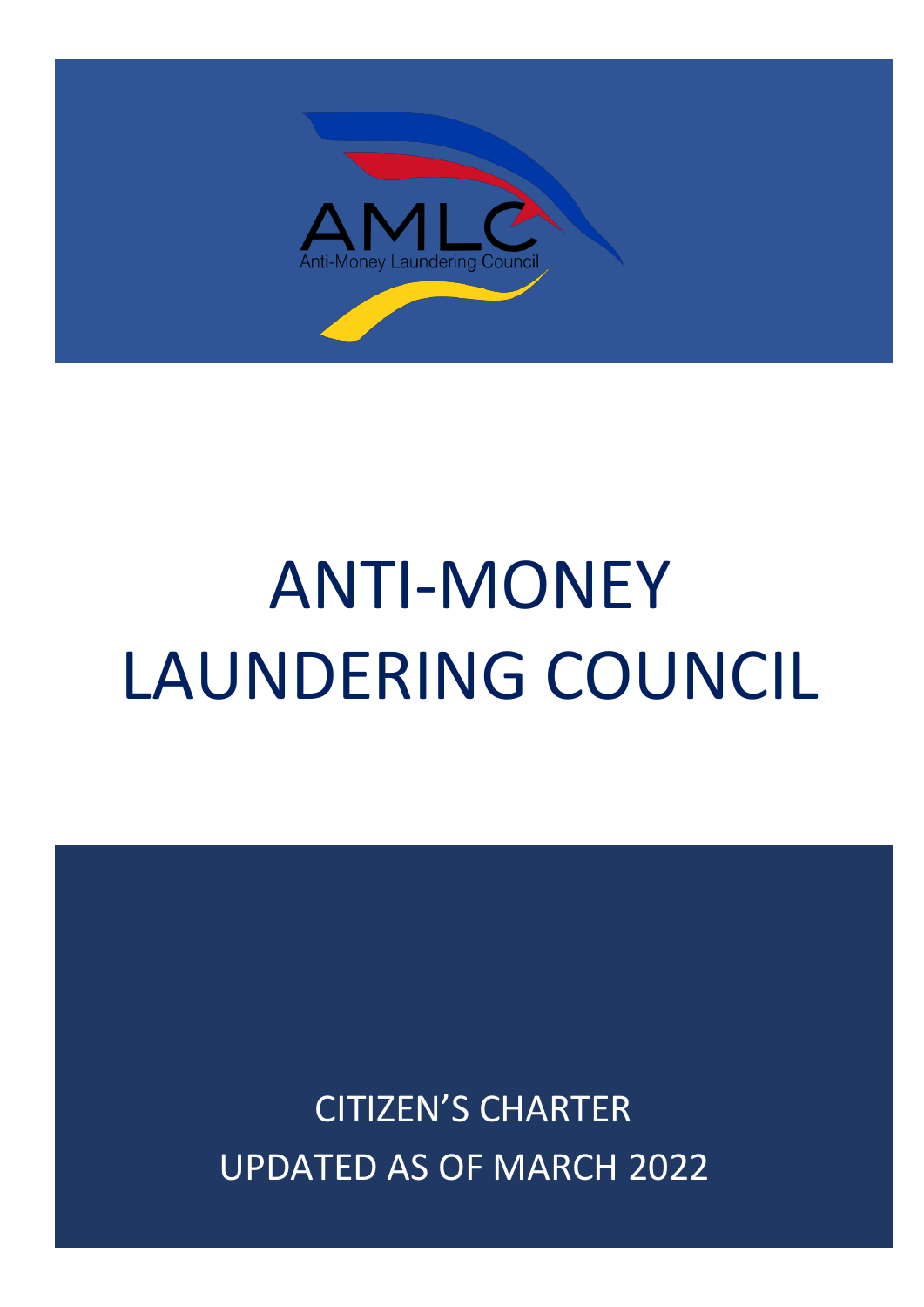# ANTI-MONEY LAUNDERING COUNCIL

CITIZEN'S CHARTER

UPDATED AS OF MARCH 2022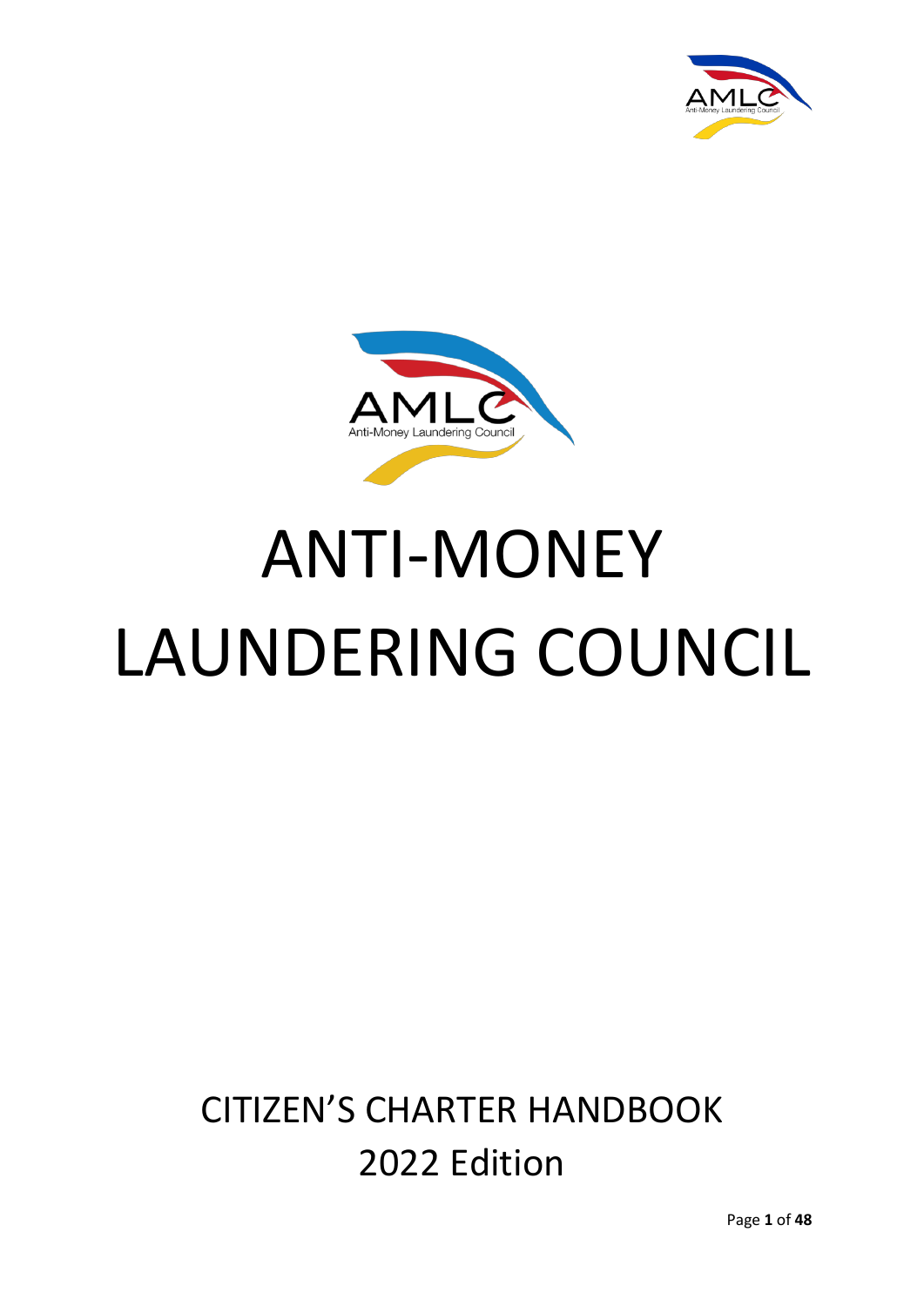# ANTI-MONEY LAUNDERING COUNCIL

CITIZEN'S CHARTER HANDBOOK

2022 Edition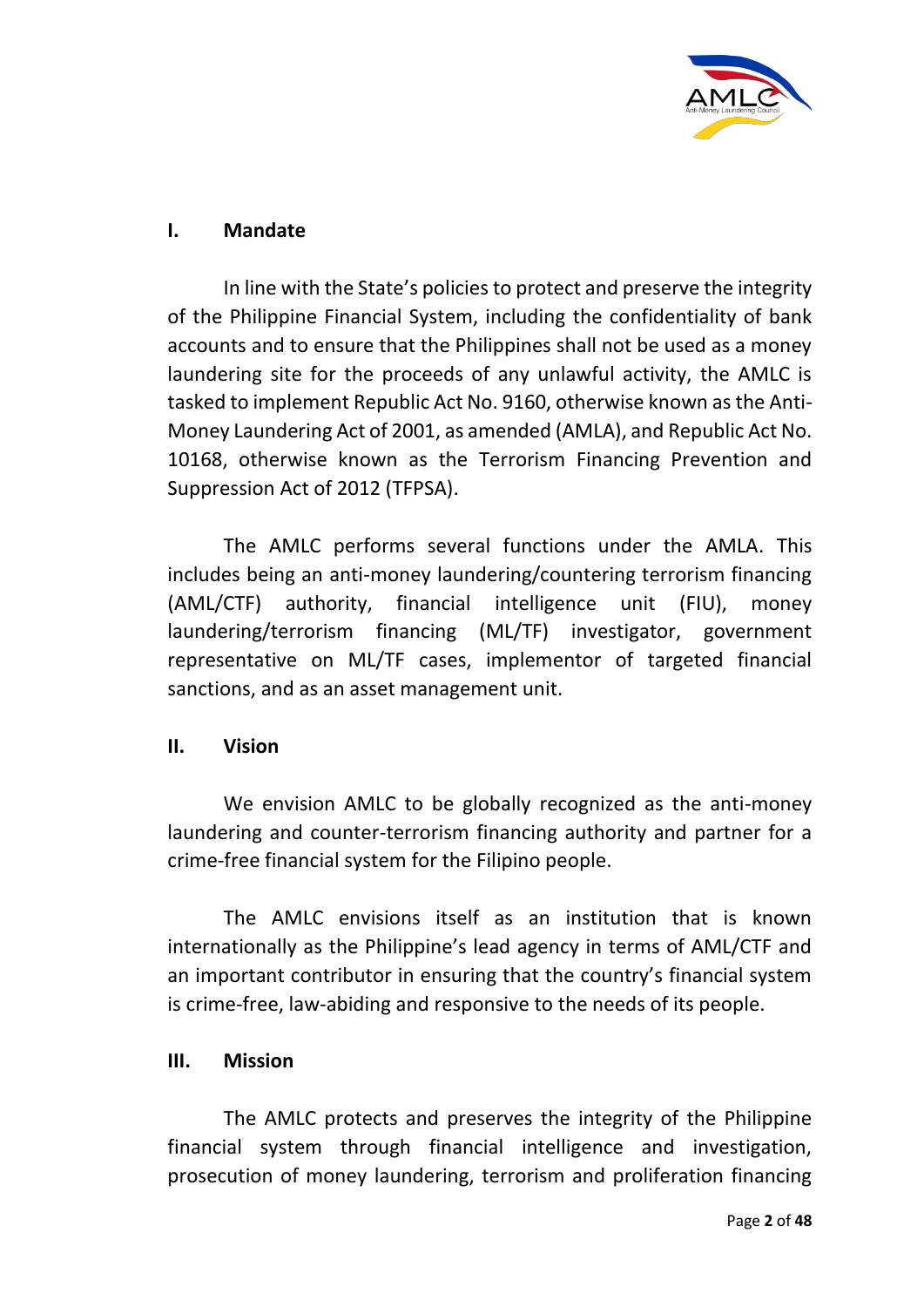## I. Mandate

In line with the State's policies to protect and preserve the integrity of the Philippine Financial System, including the confidentiality of bank accounts and to ensure that the Philippines shall not be used as a money laundering site for the proceeds of any unlawful activity, the AMLC is tasked to implement Republic Act No. 9160, otherwise known as the Anti-Money Laundering Act of 2001, as amended (AMLA), and Republic Act No. 10168, otherwise known as the Terrorism Financing Prevention and Suppression Act of 2012 (TFPSA).

The AMLC performs several functions under the AMLA. This includes being an anti-money laundering/countering terrorism financing (AML/CTF) authority, financial intelligence unit (FIU), money laundering/terrorism financing (ML/TF) investigator, government representative on ML/TF cases, implementor of targeted financial sanctions, and as an asset management unit.

## II. Vision

We envision AMLC to be globally recognized as the anti-money laundering and counter-terrorism financing authority and partner for a crime-free financial system for the Filipino people.

The AMLC envisions itself as an institution that is known internationally as the Philippine's lead agency in terms of AML/CTF and an important contributor in ensuring that the country's financial system is crime-free, law-abiding and responsive to the needs of its people.

## III. Mission

The AMLC protects and preserves the integrity of the Philippine financial system through financial intelligence and investigation, prosecution of money laundering, terrorism and proliferation financing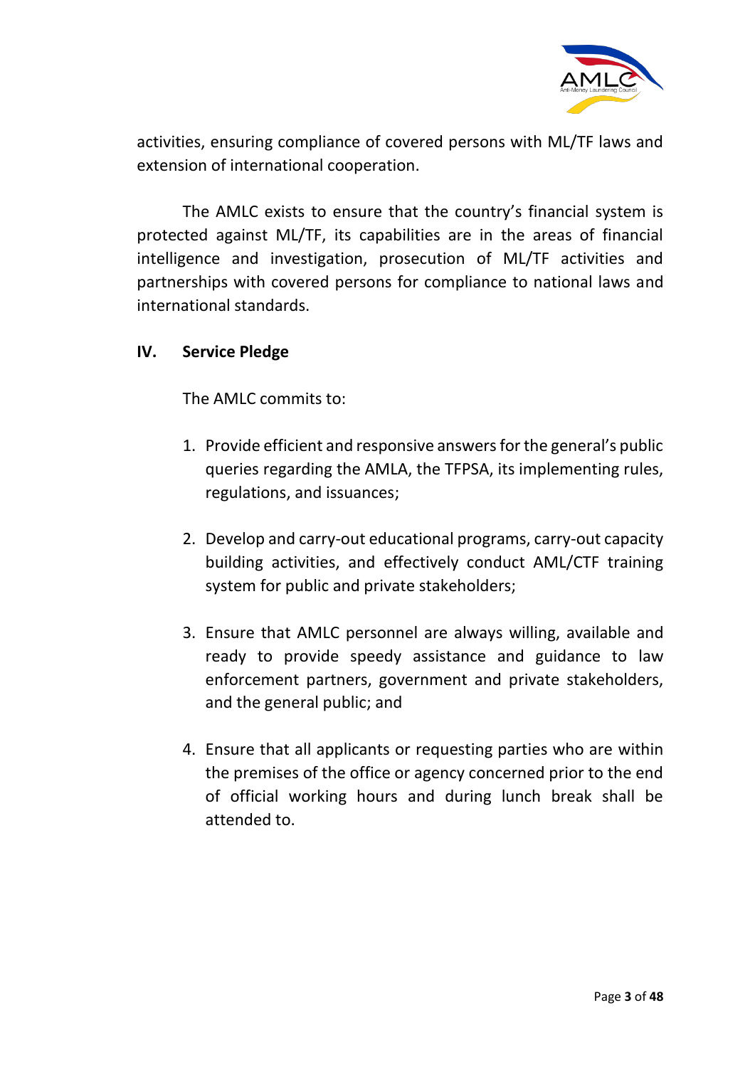activities, ensuring compliance of covered persons with ML/TF laws and extension of international cooperation.

The AMLC exists to ensure that the country's financial system is protected against ML/TF, its capabilities are in the areas of financial intelligence and investigation, prosecution of ML/TF activities and partnerships with covered persons for compliance to national laws and international standards.

## IV. Service Pledge

The AMLC commits to:

1. Provide efficient and responsive answers for the general's public queries regarding the AMLA, the TFPSA, its implementing rules, regulations, and issuances;

2. Develop and carry-out educational programs, carry-out capacity building activities, and effectively conduct AML/CTF training system for public and private stakeholders;

3. Ensure that AMLC personnel are always willing, available and ready to provide speedy assistance and guidance to law enforcement partners, government and private stakeholders, and the general public; and

4. Ensure that all applicants or requesting parties who are within the premises of the office or agency concerned prior to the end of official working hours and during lunch break shall be attended to.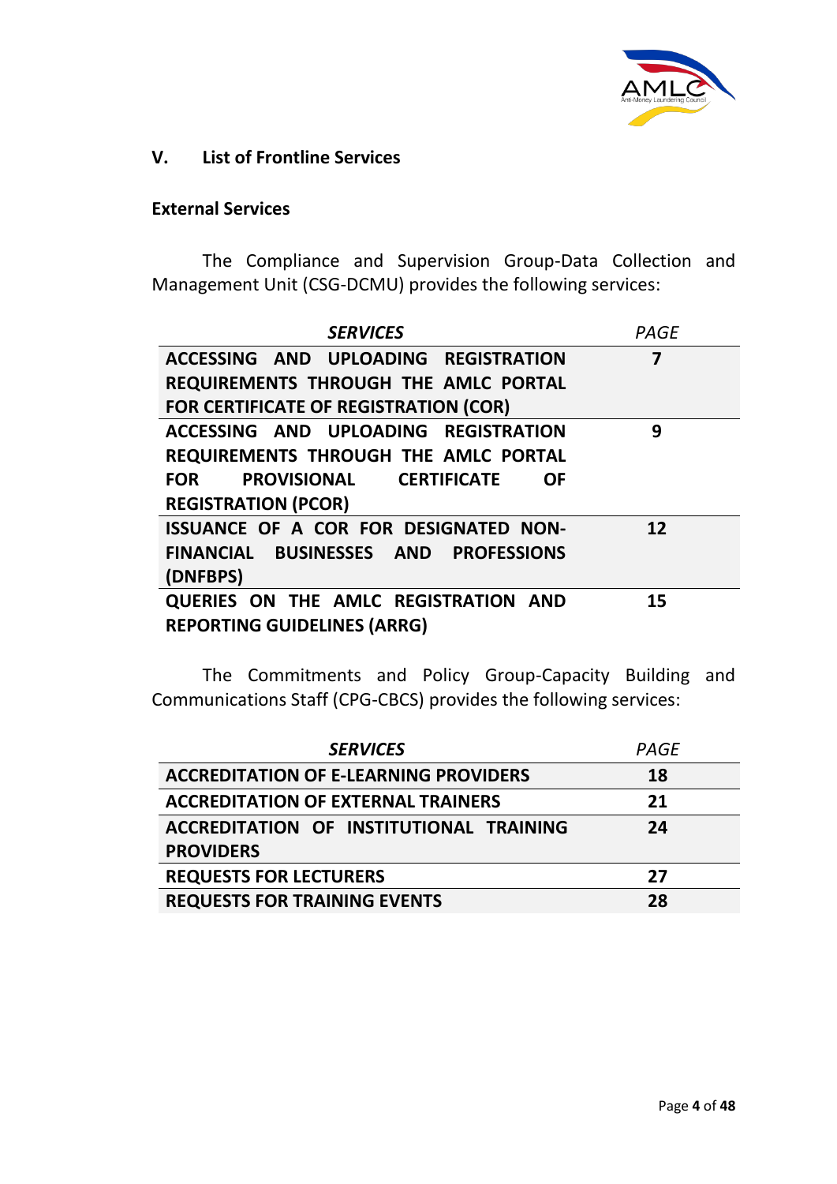## V. List of Frontline Services

### External Services

The Compliance and Supervision Group-Data Collection and Management Unit (CSG-DCMU) provides the following services:

| *SERVICES* | *PAGE* |
|---|---|
| **ACCESSING AND UPLOADING REGISTRATION REQUIREMENTS THROUGH THE AMLC PORTAL FOR CERTIFICATE OF REGISTRATION (COR)** | **7** |
| **ACCESSING AND UPLOADING REGISTRATION REQUIREMENTS THROUGH THE AMLC PORTAL FOR PROVISIONAL CERTIFICATE OF REGISTRATION (PCOR)** | **9** |
| **ISSUANCE OF A COR FOR DESIGNATED NON-FINANCIAL BUSINESSES AND PROFESSIONS (DNFBPS)** | **12** |
| **QUERIES ON THE AMLC REGISTRATION AND REPORTING GUIDELINES (ARRG)** | **15** |

The Commitments and Policy Group-Capacity Building and Communications Staff (CPG-CBCS) provides the following services:

| *SERVICES* | *PAGE* |
|---|---|
| **ACCREDITATION OF E-LEARNING PROVIDERS** | **18** |
| **ACCREDITATION OF EXTERNAL TRAINERS** | **21** |
| **ACCREDITATION OF INSTITUTIONAL TRAINING PROVIDERS** | **24** |
| **REQUESTS FOR LECTURERS** | **27** |
| **REQUESTS FOR TRAINING EVENTS** | **28** |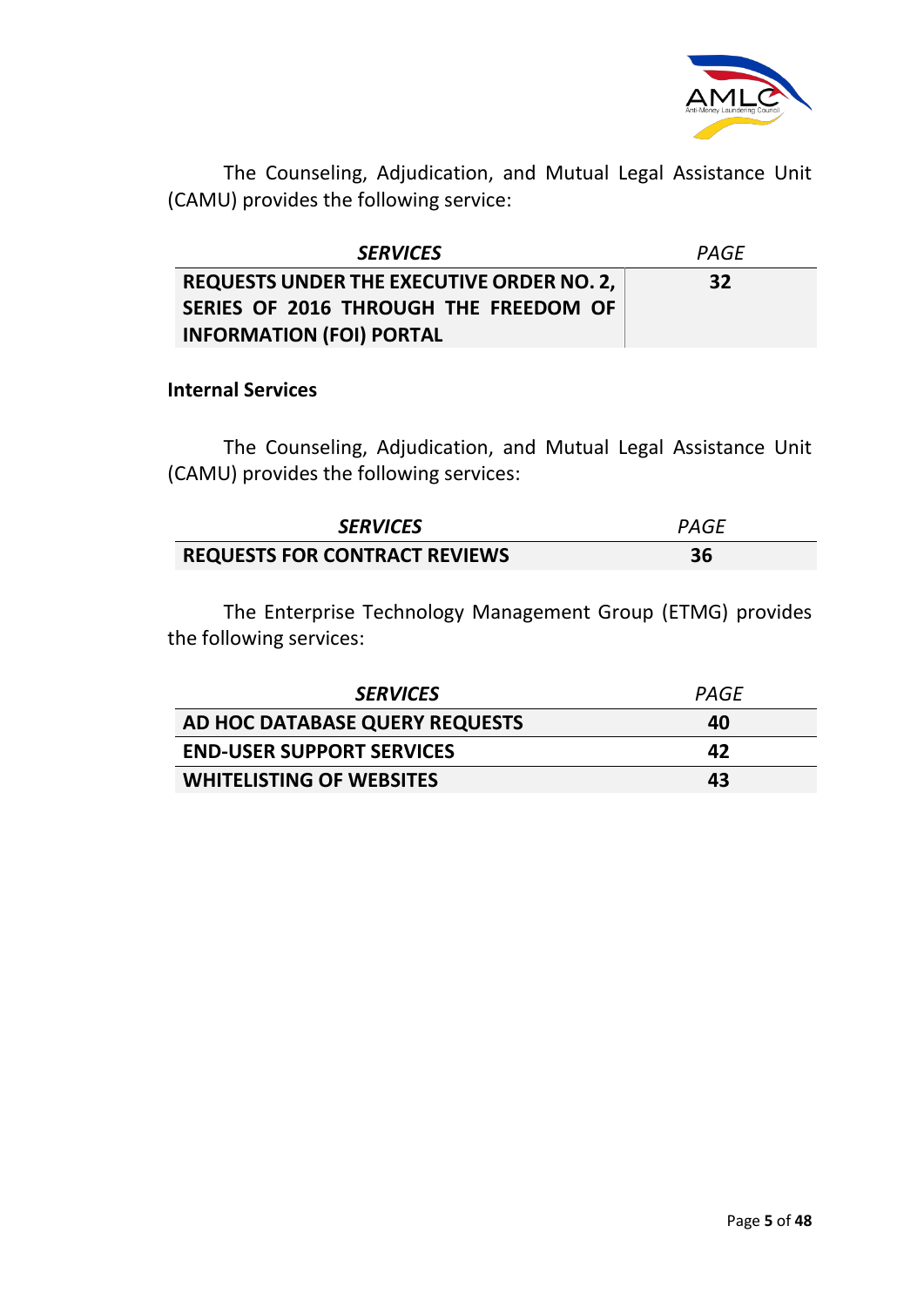The Counseling, Adjudication, and Mutual Legal Assistance Unit (CAMU) provides the following service:

| *SERVICES* | *PAGE* |
|---|---|
| **REQUESTS UNDER THE EXECUTIVE ORDER NO. 2, SERIES OF 2016 THROUGH THE FREEDOM OF INFORMATION (FOI) PORTAL** | **32** |

**Internal Services**

The Counseling, Adjudication, and Mutual Legal Assistance Unit (CAMU) provides the following services:

| *SERVICES* | *PAGE* |
|---|---|
| **REQUESTS FOR CONTRACT REVIEWS** | **36** |

The Enterprise Technology Management Group (ETMG) provides the following services:

| *SERVICES* | *PAGE* |
|---|---|
| **AD HOC DATABASE QUERY REQUESTS** | **40** |
| **END-USER SUPPORT SERVICES** | **42** |
| **WHITELISTING OF WEBSITES** | **43** |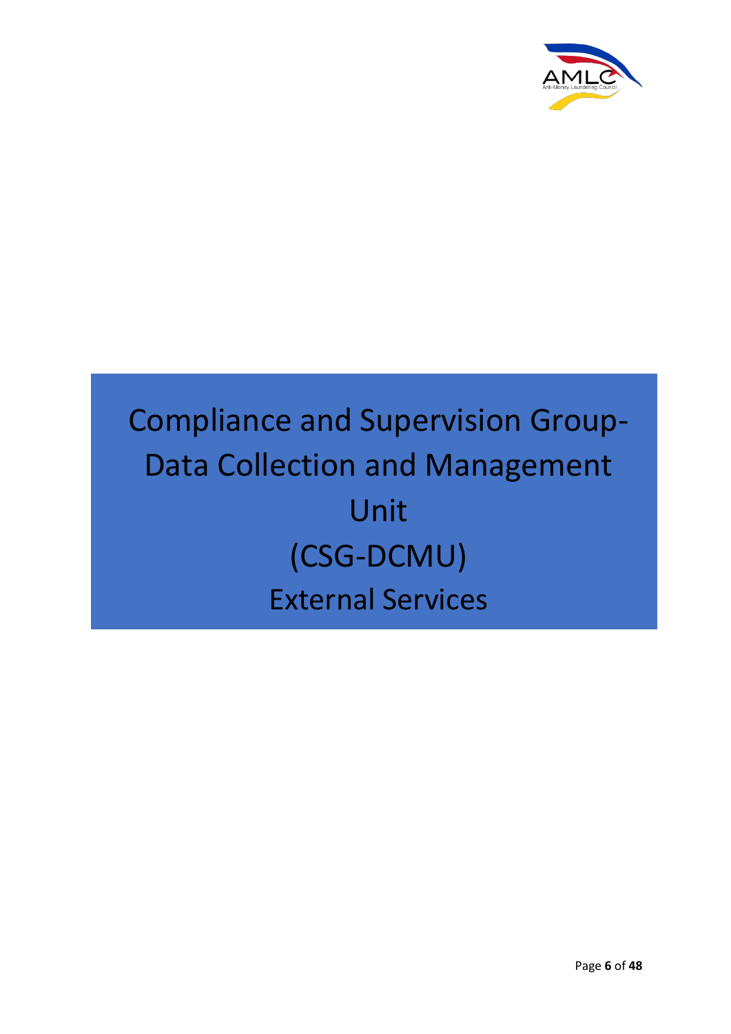# Compliance and Supervision Group-Data Collection and Management Unit (CSG-DCMU) External Services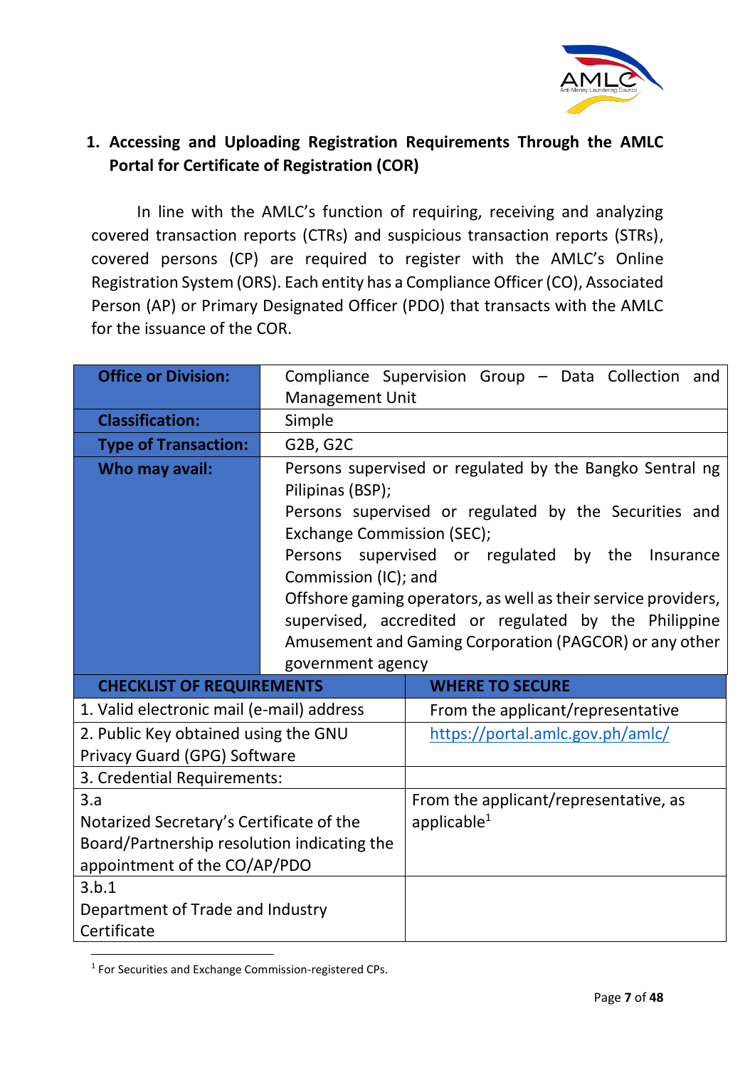## 1. Accessing and Uploading Registration Requirements Through the AMLC Portal for Certificate of Registration (COR)

In line with the AMLC's function of requiring, receiving and analyzing covered transaction reports (CTRs) and suspicious transaction reports (STRs), covered persons (CP) are required to register with the AMLC's Online Registration System (ORS). Each entity has a Compliance Officer (CO), Associated Person (AP) or Primary Designated Officer (PDO) that transacts with the AMLC for the issuance of the COR.

| **Office or Division:** | Compliance Supervision Group – Data Collection and Management Unit |
|---|---|
| **Classification:** | Simple |
| **Type of Transaction:** | G2B, G2C |
| **Who may avail:** | Persons supervised or regulated by the Bangko Sentral ng Pilipinas (BSP);<br>Persons supervised or regulated by the Securities and Exchange Commission (SEC);<br>Persons supervised or regulated by the Insurance Commission (IC); and<br>Offshore gaming operators, as well as their service providers, supervised, accredited or regulated by the Philippine Amusement and Gaming Corporation (PAGCOR) or any other government agency |

| **CHECKLIST OF REQUIREMENTS** | **WHERE TO SECURE** |
|---|---|
| 1. Valid electronic mail (e-mail) address | From the applicant/representative |
| 2. Public Key obtained using the GNU Privacy Guard (GPG) Software | https://portal.amlc.gov.ph/amlc/ |
| 3. Credential Requirements: | |
| 3.a<br>Notarized Secretary's Certificate of the Board/Partnership resolution indicating the appointment of the CO/AP/PDO | From the applicant/representative, as applicable[1] |
| 3.b.1<br>Department of Trade and Industry Certificate | |

[1] For Securities and Exchange Commission-registered CPs.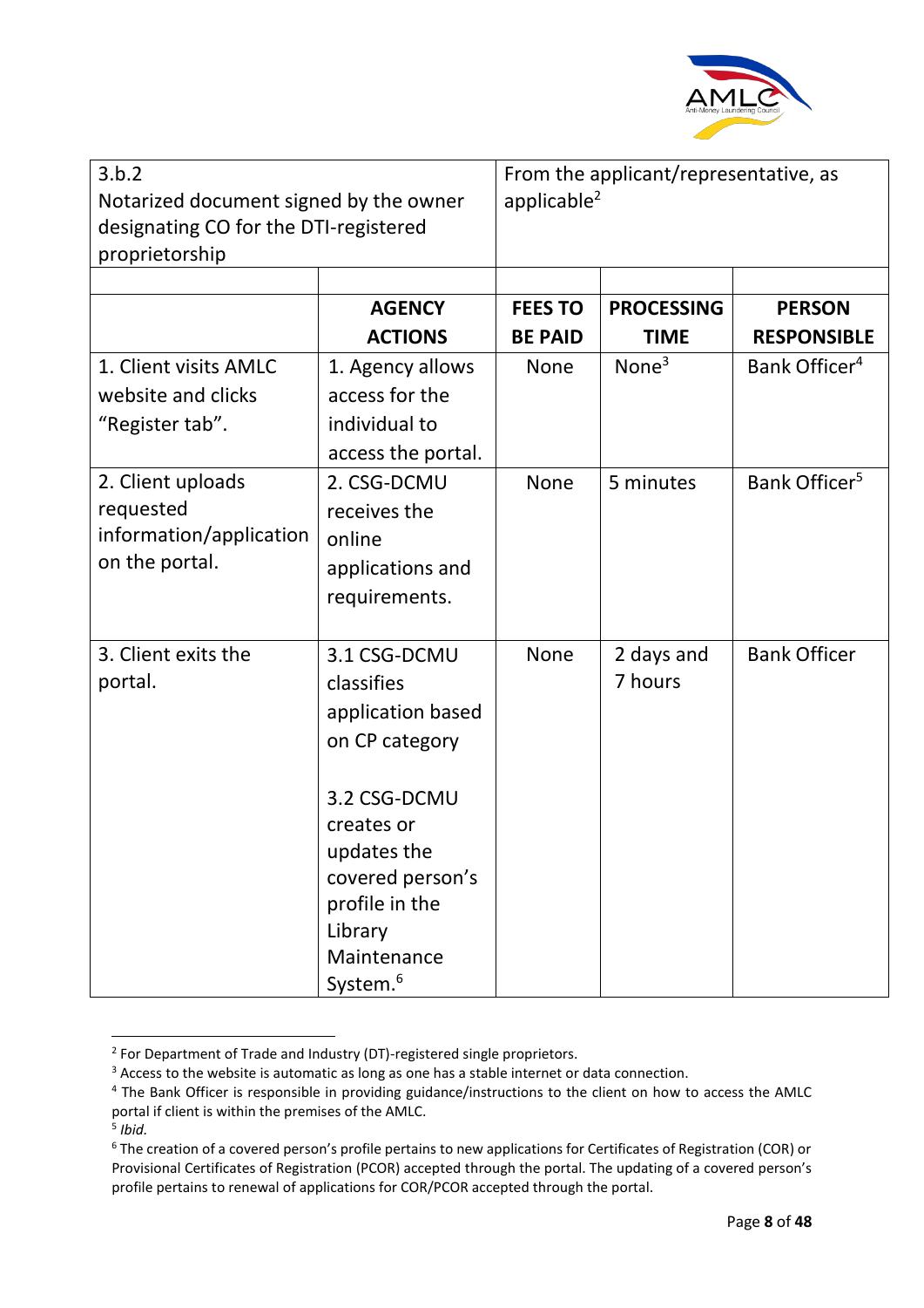| 3.b.2<br>Notarized document signed by the owner designating CO for the DTI-registered proprietorship | | From the applicant/representative, as applicable[2] | | |
|---|---|---|---|---|
| | | | | |
| | **AGENCY ACTIONS** | **FEES TO BE PAID** | **PROCESSING TIME** | **PERSON RESPONSIBLE** |
| 1. Client visits AMLC website and clicks "Register tab". | 1. Agency allows access for the individual to access the portal. | None | None[3] | Bank Officer[4] |
| 2. Client uploads requested information/application on the portal. | 2. CSG-DCMU receives the online applications and requirements. | None | 5 minutes | Bank Officer[5] |
| 3. Client exits the portal. | 3.1 CSG-DCMU classifies application based on CP category<br><br>3.2 CSG-DCMU creates or updates the covered person's profile in the Library Maintenance System.[6] | None | 2 days and 7 hours | Bank Officer |

[2] For Department of Trade and Industry (DT)-registered single proprietors.

[3] Access to the website is automatic as long as one has a stable internet or data connection.

[4] The Bank Officer is responsible in providing guidance/instructions to the client on how to access the AMLC portal if client is within the premises of the AMLC.

[5] *Ibid.*

[6] The creation of a covered person's profile pertains to new applications for Certificates of Registration (COR) or Provisional Certificates of Registration (PCOR) accepted through the portal. The updating of a covered person's profile pertains to renewal of applications for COR/PCOR accepted through the portal.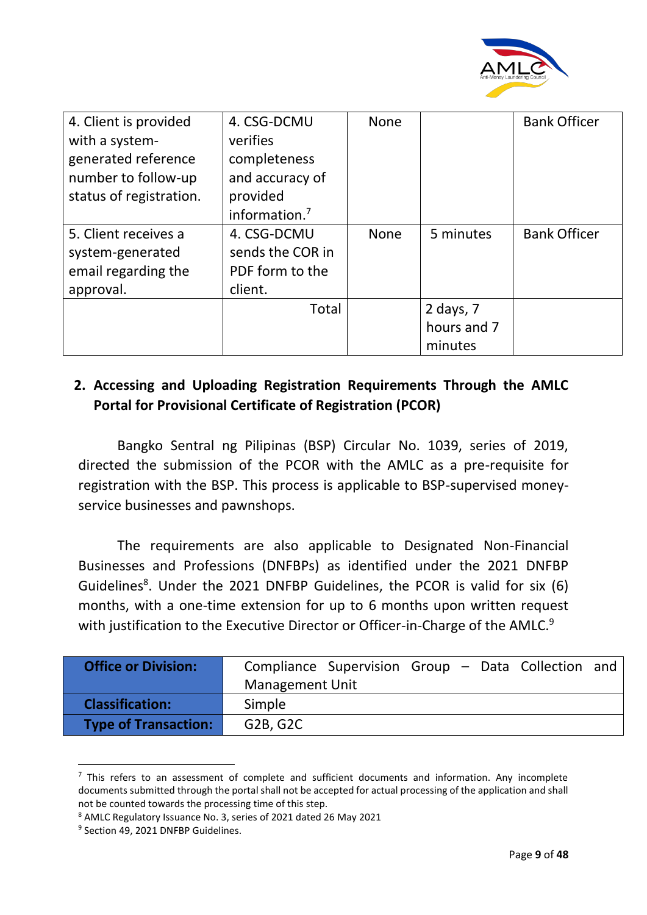| 4. Client is provided with a system-generated reference number to follow-up status of registration. | 4. CSG-DCMU verifies completeness and accuracy of provided information.[7] | None | | Bank Officer |
|---|---|---|---|---|
| 5. Client receives a system-generated email regarding the approval. | 4. CSG-DCMU sends the COR in PDF form to the client. | None | 5 minutes | Bank Officer |
| | Total | | 2 days, 7 hours and 7 minutes | |

## 2. Accessing and Uploading Registration Requirements Through the AMLC Portal for Provisional Certificate of Registration (PCOR)

Bangko Sentral ng Pilipinas (BSP) Circular No. 1039, series of 2019, directed the submission of the PCOR with the AMLC as a pre-requisite for registration with the BSP. This process is applicable to BSP-supervised money-service businesses and pawnshops.

The requirements are also applicable to Designated Non-Financial Businesses and Professions (DNFBPs) as identified under the 2021 DNFBP Guidelines[8]. Under the 2021 DNFBP Guidelines, the PCOR is valid for six (6) months, with a one-time extension for up to 6 months upon written request with justification to the Executive Director or Officer-in-Charge of the AMLC.[9]

| **Office or Division:** | Compliance Supervision Group – Data Collection and Management Unit |
|---|---|
| **Classification:** | Simple |
| **Type of Transaction:** | G2B, G2C |

[7] This refers to an assessment of complete and sufficient documents and information. Any incomplete documents submitted through the portal shall not be accepted for actual processing of the application and shall not be counted towards the processing time of this step.

[8] AMLC Regulatory Issuance No. 3, series of 2021 dated 26 May 2021

[9] Section 49, 2021 DNFBP Guidelines.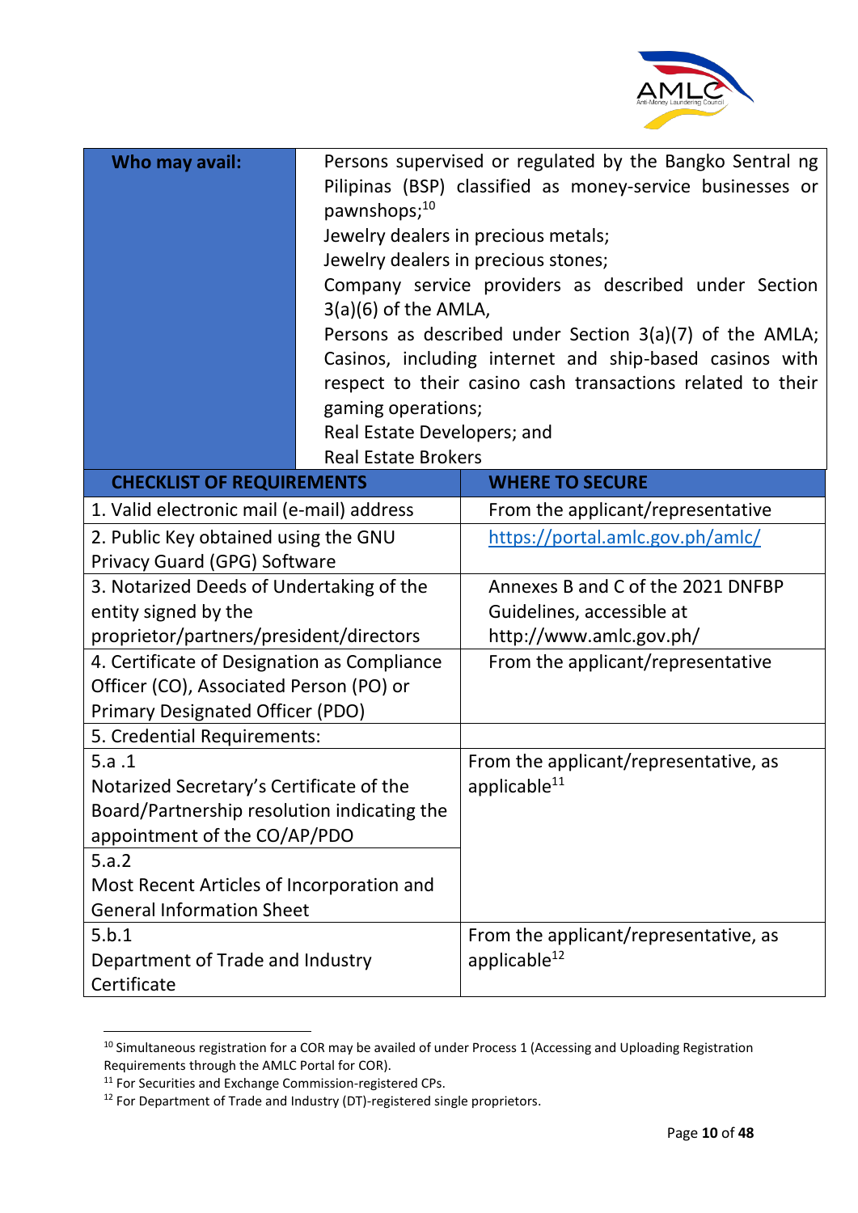| **Who may avail:** | Persons supervised or regulated by the Bangko Sentral ng Pilipinas (BSP) classified as money-service businesses or pawnshops;[10]<br>Jewelry dealers in precious metals;<br>Jewelry dealers in precious stones;<br>Company service providers as described under Section 3(a)(6) of the AMLA,<br>Persons as described under Section 3(a)(7) of the AMLA;<br>Casinos, including internet and ship-based casinos with respect to their casino cash transactions related to their gaming operations;<br>Real Estate Developers; and<br>Real Estate Brokers |
|---|---|

| **CHECKLIST OF REQUIREMENTS** | **WHERE TO SECURE** |
|---|---|
| 1. Valid electronic mail (e-mail) address | From the applicant/representative |
| 2. Public Key obtained using the GNU Privacy Guard (GPG) Software | https://portal.amlc.gov.ph/amlc/ |
| 3. Notarized Deeds of Undertaking of the entity signed by the proprietor/partners/president/directors | Annexes B and C of the 2021 DNFBP Guidelines, accessible at http://www.amlc.gov.ph/ |
| 4. Certificate of Designation as Compliance Officer (CO), Associated Person (PO) or Primary Designated Officer (PDO) | From the applicant/representative |
| 5. Credential Requirements: | |
| 5.a .1<br>Notarized Secretary's Certificate of the Board/Partnership resolution indicating the appointment of the CO/AP/PDO | From the applicant/representative, as applicable[11] |
| 5.a.2<br>Most Recent Articles of Incorporation and General Information Sheet | |
| 5.b.1<br>Department of Trade and Industry Certificate | From the applicant/representative, as applicable[12] |

[10] Simultaneous registration for a COR may be availed of under Process 1 (Accessing and Uploading Registration Requirements through the AMLC Portal for COR).

[11] For Securities and Exchange Commission-registered CPs.

[12] For Department of Trade and Industry (DT)-registered single proprietors.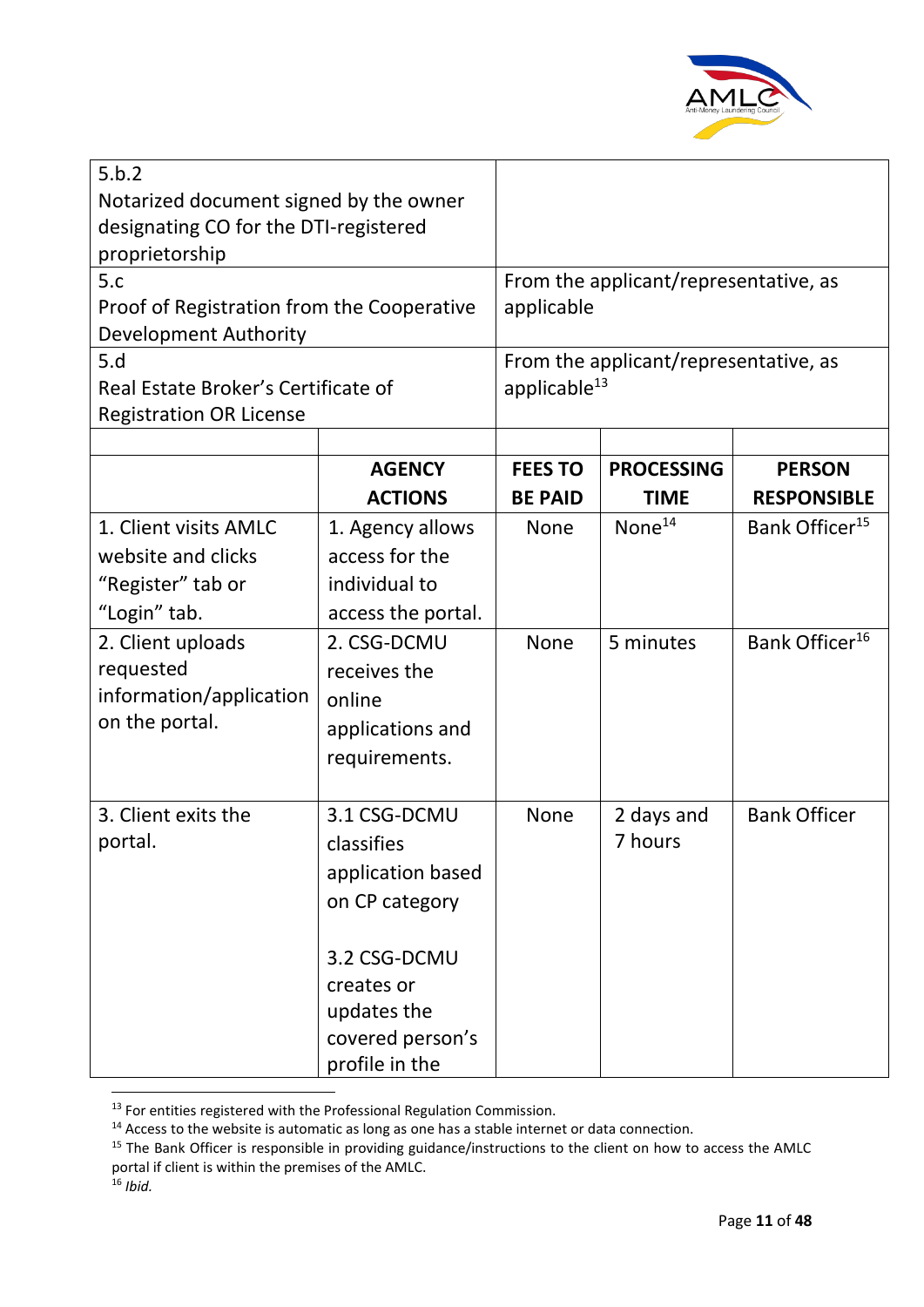| | | | | |
|---|---|---|---|---|
| 5.b.2<br>Notarized document signed by the owner designating CO for the DTI-registered proprietorship | | | | |
| 5.c<br>Proof of Registration from the Cooperative Development Authority | | From the applicant/representative, as applicable | | |
| 5.d<br>Real Estate Broker's Certificate of Registration OR License | | From the applicant/representative, as applicable[13] | | |
| | | | | |
| | **AGENCY ACTIONS** | **FEES TO BE PAID** | **PROCESSING TIME** | **PERSON RESPONSIBLE** |
| 1. Client visits AMLC website and clicks "Register" tab or "Login" tab. | 1. Agency allows access for the individual to access the portal. | None | None[14] | Bank Officer[15] |
| 2. Client uploads requested information/application on the portal. | 2. CSG-DCMU receives the online applications and requirements. | None | 5 minutes | Bank Officer[16] |
| 3. Client exits the portal. | 3.1 CSG-DCMU classifies application based on CP category<br><br>3.2 CSG-DCMU creates or updates the covered person's profile in the | None | 2 days and 7 hours | Bank Officer |

[13] For entities registered with the Professional Regulation Commission.

[14] Access to the website is automatic as long as one has a stable internet or data connection.

[15] The Bank Officer is responsible in providing guidance/instructions to the client on how to access the AMLC portal if client is within the premises of the AMLC.

[16] *Ibid.*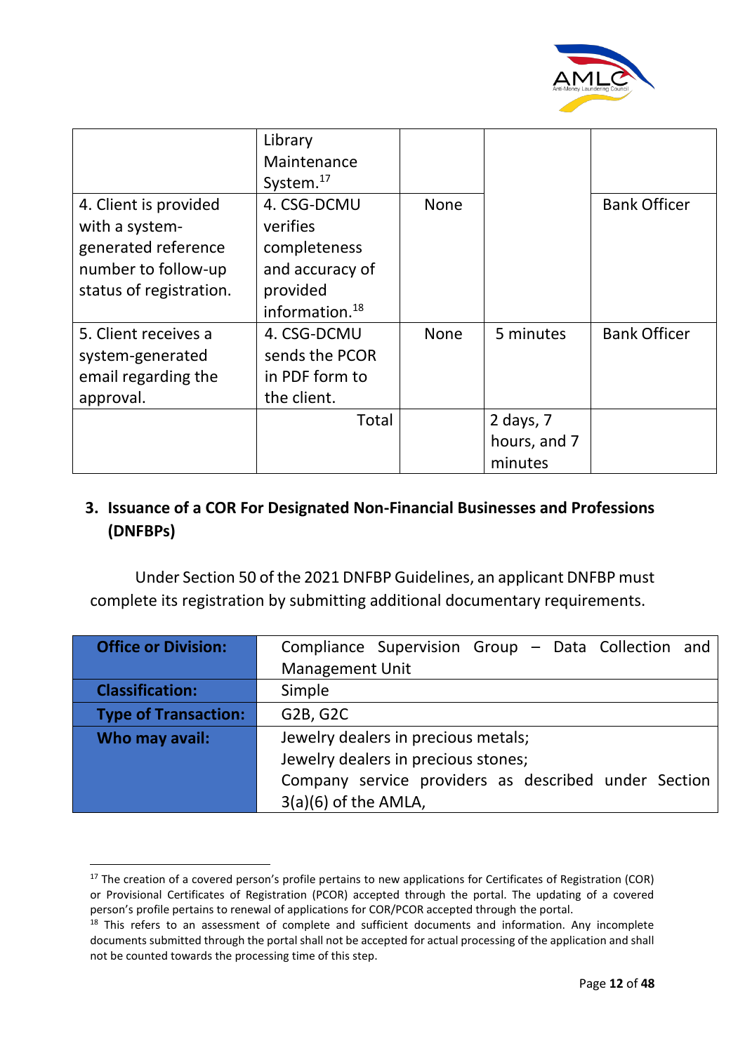| | | | | |
|---|---|---|---|---|
| | Library Maintenance System.[17] | | | |
| 4. Client is provided with a system-generated reference number to follow-up status of registration. | 4. CSG-DCMU verifies completeness and accuracy of provided information.[18] | None | | Bank Officer |
| 5. Client receives a system-generated email regarding the approval. | 4. CSG-DCMU sends the PCOR in PDF form to the client. | None | 5 minutes | Bank Officer |
| | Total | | 2 days, 7 hours, and 7 minutes | |

## 3. Issuance of a COR For Designated Non-Financial Businesses and Professions (DNFBPs)

Under Section 50 of the 2021 DNFBP Guidelines, an applicant DNFBP must complete its registration by submitting additional documentary requirements.

| | |
|---|---|
| **Office or Division:** | Compliance Supervision Group – Data Collection and Management Unit |
| **Classification:** | Simple |
| **Type of Transaction:** | G2B, G2C |
| **Who may avail:** | Jewelry dealers in precious metals;<br>Jewelry dealers in precious stones;<br>Company service providers as described under Section 3(a)(6) of the AMLA, |

[17] The creation of a covered person's profile pertains to new applications for Certificates of Registration (COR) or Provisional Certificates of Registration (PCOR) accepted through the portal. The updating of a covered person's profile pertains to renewal of applications for COR/PCOR accepted through the portal.

[18] This refers to an assessment of complete and sufficient documents and information. Any incomplete documents submitted through the portal shall not be accepted for actual processing of the application and shall not be counted towards the processing time of this step.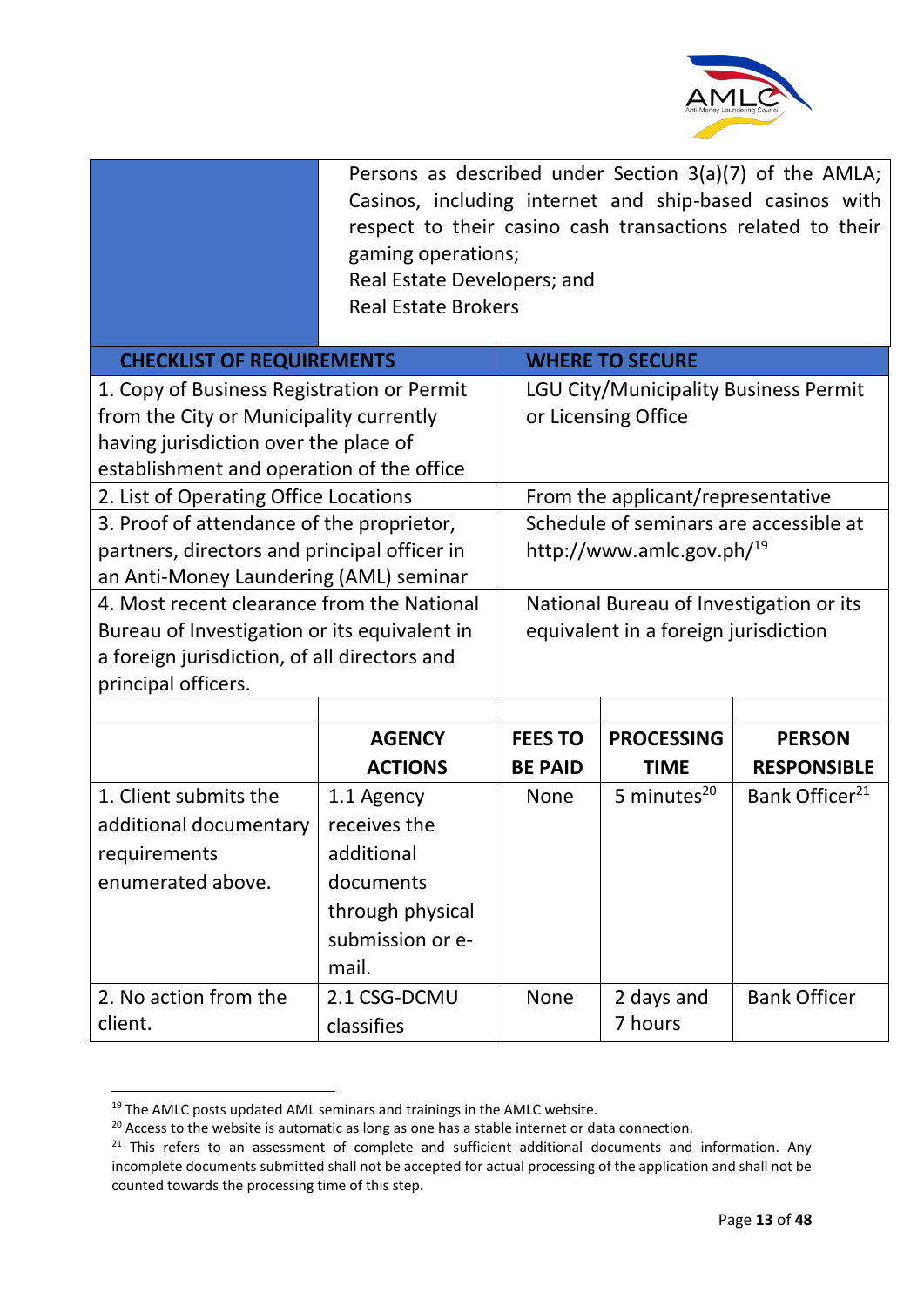| | Persons as described under Section 3(a)(7) of the AMLA; Casinos, including internet and ship-based casinos with respect to their casino cash transactions related to their gaming operations; Real Estate Developers; and Real Estate Brokers |
|---|---|

| CHECKLIST OF REQUIREMENTS | WHERE TO SECURE |
|---|---|
| 1. Copy of Business Registration or Permit from the City or Municipality currently having jurisdiction over the place of establishment and operation of the office | LGU City/Municipality Business Permit or Licensing Office |
| 2. List of Operating Office Locations | From the applicant/representative |
| 3. Proof of attendance of the proprietor, partners, directors and principal officer in an Anti-Money Laundering (AML) seminar | Schedule of seminars are accessible at http://www.amlc.gov.ph/[19] |
| 4. Most recent clearance from the National Bureau of Investigation or its equivalent in a foreign jurisdiction, of all directors and principal officers. | National Bureau of Investigation or its equivalent in a foreign jurisdiction |

| | AGENCY ACTIONS | FEES TO BE PAID | PROCESSING TIME | PERSON RESPONSIBLE |
|---|---|---|---|---|
| 1. Client submits the additional documentary requirements enumerated above. | 1.1 Agency receives the additional documents through physical submission or e-mail. | None | 5 minutes[20] | Bank Officer[21] |
| 2. No action from the client. | 2.1 CSG-DCMU classifies | None | 2 days and 7 hours | Bank Officer |

[19] The AMLC posts updated AML seminars and trainings in the AMLC website.

[20] Access to the website is automatic as long as one has a stable internet or data connection.

[21] This refers to an assessment of complete and sufficient additional documents and information. Any incomplete documents submitted shall not be accepted for actual processing of the application and shall not be counted towards the processing time of this step.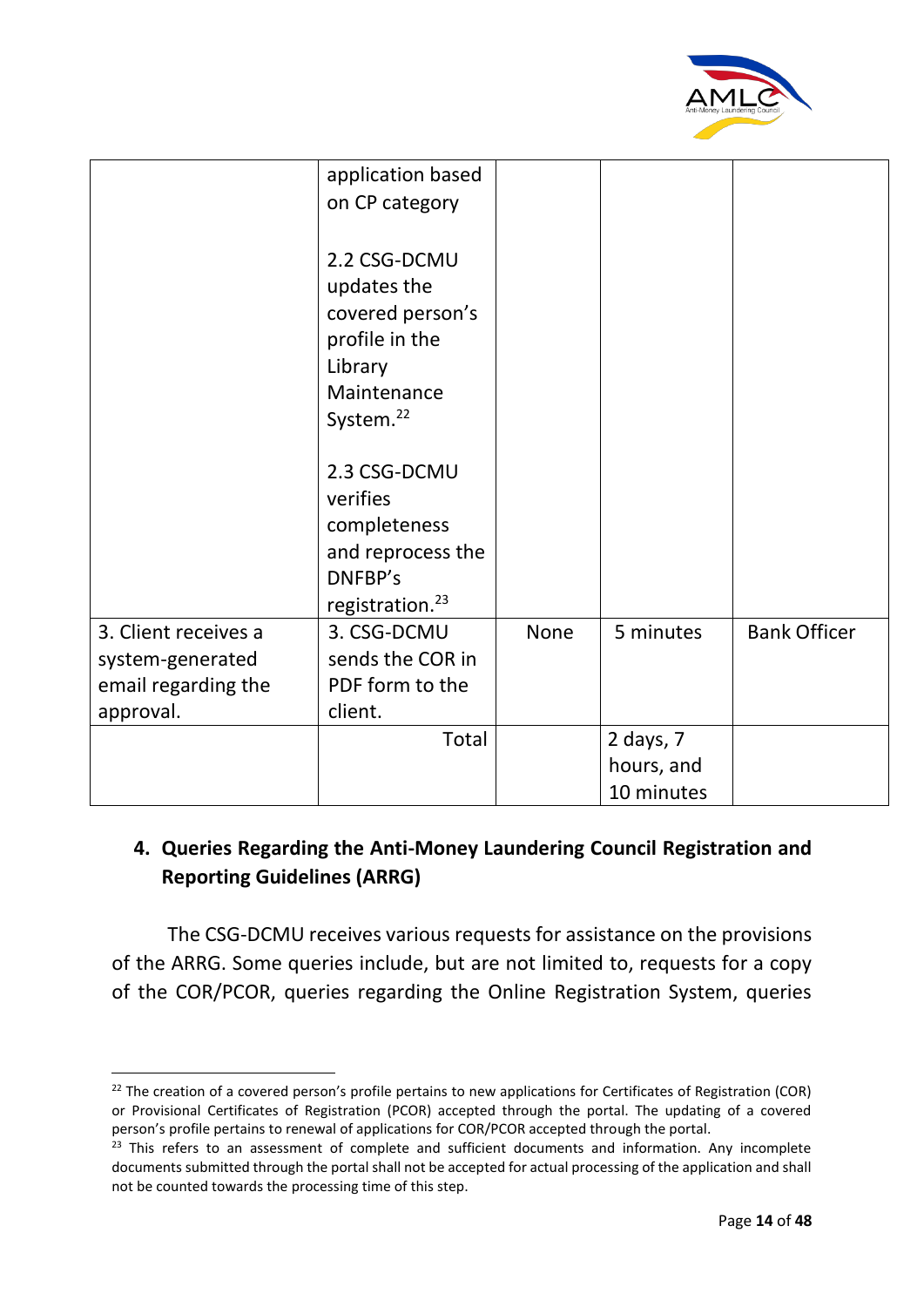| | | | | |
|---|---|---|---|---|
| | application based on CP category<br><br>2.2 CSG-DCMU updates the covered person's profile in the Library Maintenance System.[22]<br><br>2.3 CSG-DCMU verifies completeness and reprocess the DNFBP's registration.[23] | | | |
| 3. Client receives a system-generated email regarding the approval. | 3. CSG-DCMU sends the COR in PDF form to the client. | None | 5 minutes | Bank Officer |
| | Total | | 2 days, 7 hours, and 10 minutes | |

## 4. Queries Regarding the Anti-Money Laundering Council Registration and Reporting Guidelines (ARRG)

The CSG-DCMU receives various requests for assistance on the provisions of the ARRG. Some queries include, but are not limited to, requests for a copy of the COR/PCOR, queries regarding the Online Registration System, queries

---

[22] The creation of a covered person's profile pertains to new applications for Certificates of Registration (COR) or Provisional Certificates of Registration (PCOR) accepted through the portal. The updating of a covered person's profile pertains to renewal of applications for COR/PCOR accepted through the portal.

[23] This refers to an assessment of complete and sufficient documents and information. Any incomplete documents submitted through the portal shall not be accepted for actual processing of the application and shall not be counted towards the processing time of this step.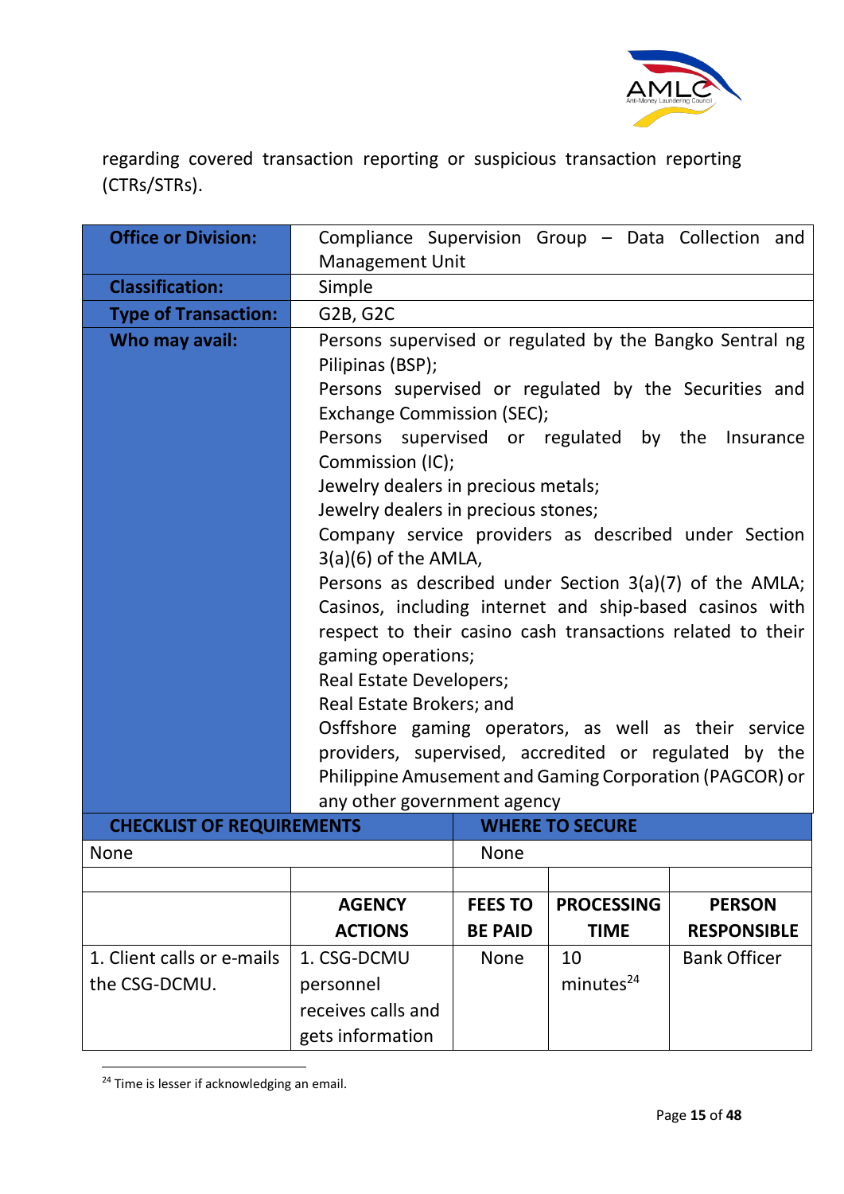regarding covered transaction reporting or suspicious transaction reporting (CTRs/STRs).

| **Office or Division:** | Compliance Supervision Group – Data Collection and Management Unit |
|---|---|
| **Classification:** | Simple |
| **Type of Transaction:** | G2B, G2C |
| **Who may avail:** | Persons supervised or regulated by the Bangko Sentral ng Pilipinas (BSP);<br>Persons supervised or regulated by the Securities and Exchange Commission (SEC);<br>Persons supervised or regulated by the Insurance Commission (IC);<br>Jewelry dealers in precious metals;<br>Jewelry dealers in precious stones;<br>Company service providers as described under Section 3(a)(6) of the AMLA,<br>Persons as described under Section 3(a)(7) of the AMLA;<br>Casinos, including internet and ship-based casinos with respect to their casino cash transactions related to their gaming operations;<br>Real Estate Developers;<br>Real Estate Brokers; and<br>Osffshore gaming operators, as well as their service providers, supervised, accredited or regulated by the Philippine Amusement and Gaming Corporation (PAGCOR) or any other government agency |

| **CHECKLIST OF REQUIREMENTS** | **WHERE TO SECURE** |
|---|---|
| None | None |

| | **AGENCY ACTIONS** | **FEES TO BE PAID** | **PROCESSING TIME** | **PERSON RESPONSIBLE** |
|---|---|---|---|---|
| 1. Client calls or e-mails the CSG-DCMU. | 1. CSG-DCMU personnel receives calls and gets information | None | 10 minutes[24] | Bank Officer |

[24] Time is lesser if acknowledging an email.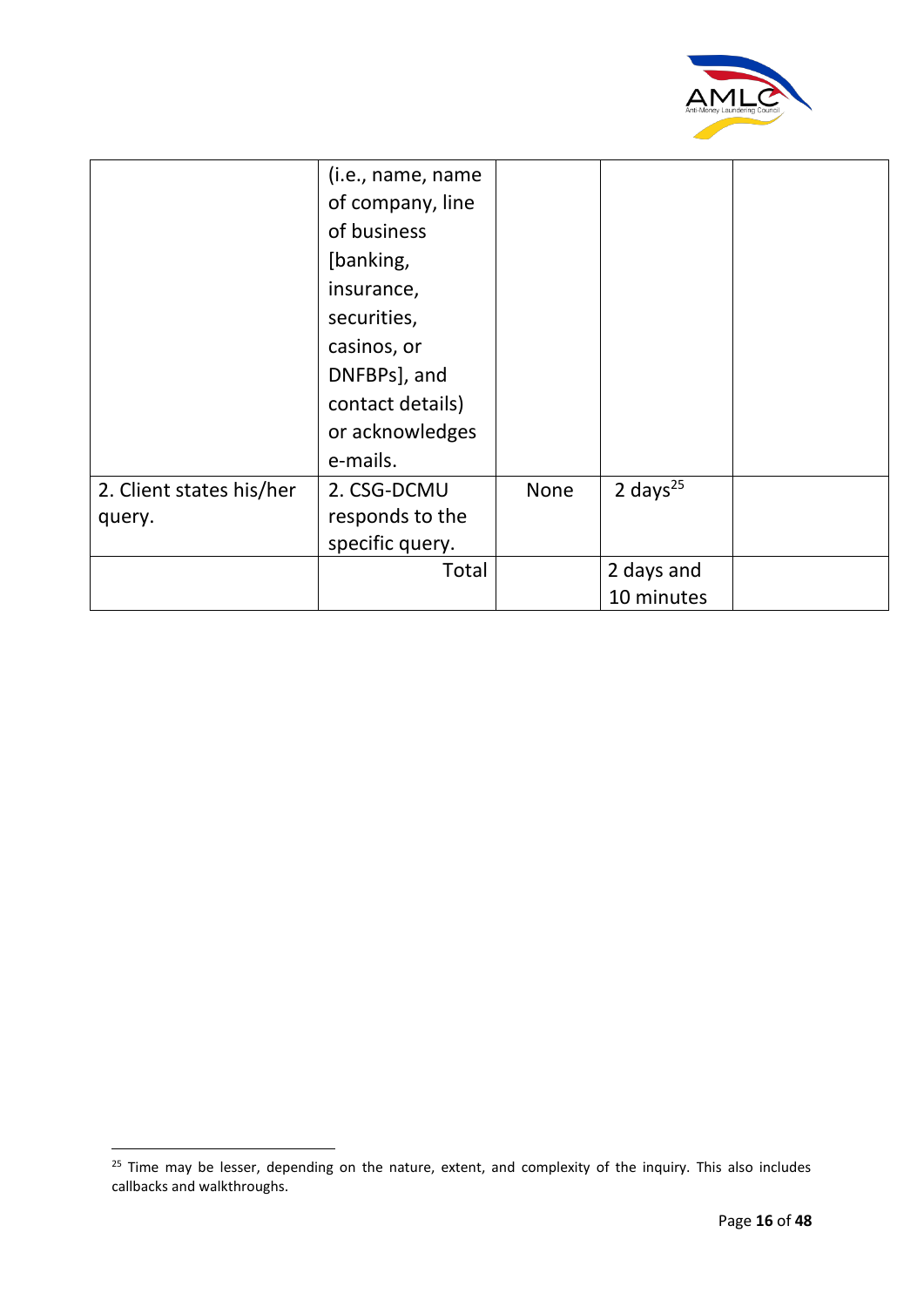| | | | | |
|---|---|---|---|---|
| | (i.e., name, name of company, line of business [banking, insurance, securities, casinos, or DNFBPs], and contact details) or acknowledges e-mails. | | | |
| 2. Client states his/her query. | 2. CSG-DCMU responds to the specific query. | None | 2 days[25] | |
| | Total | | 2 days and 10 minutes | |

[25] Time may be lesser, depending on the nature, extent, and complexity of the inquiry. This also includes callbacks and walkthroughs.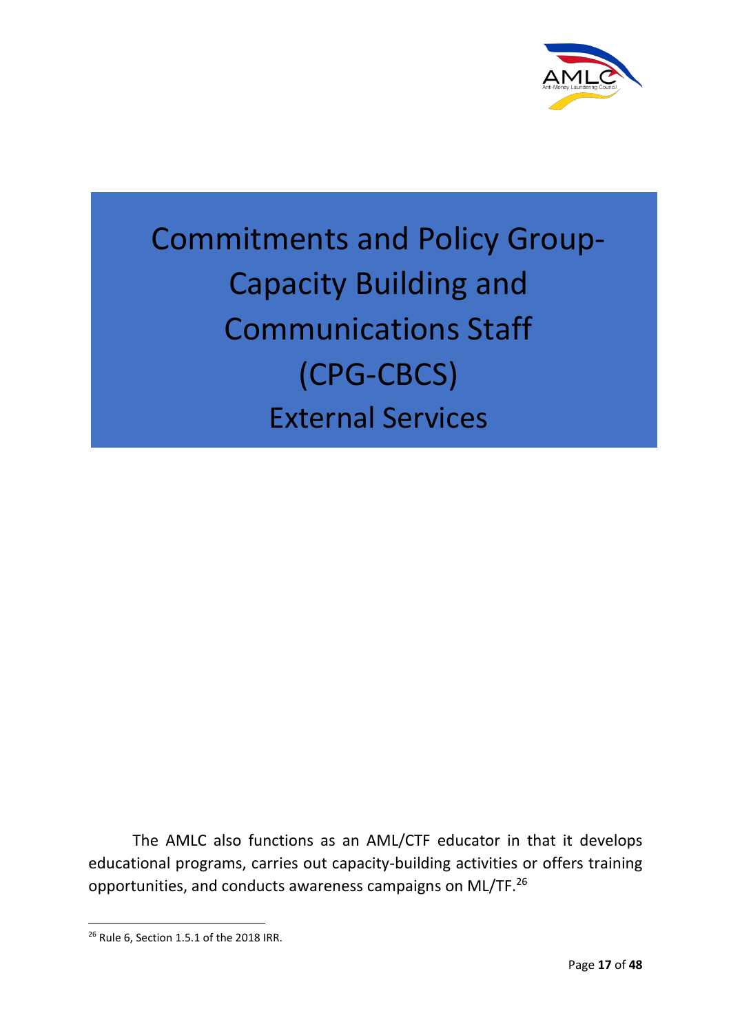# Commitments and Policy Group-Capacity Building and Communications Staff (CPG-CBCS) External Services

The AMLC also functions as an AML/CTF educator in that it develops educational programs, carries out capacity-building activities or offers training opportunities, and conducts awareness campaigns on ML/TF.[26]

[26] Rule 6, Section 1.5.1 of the 2018 IRR.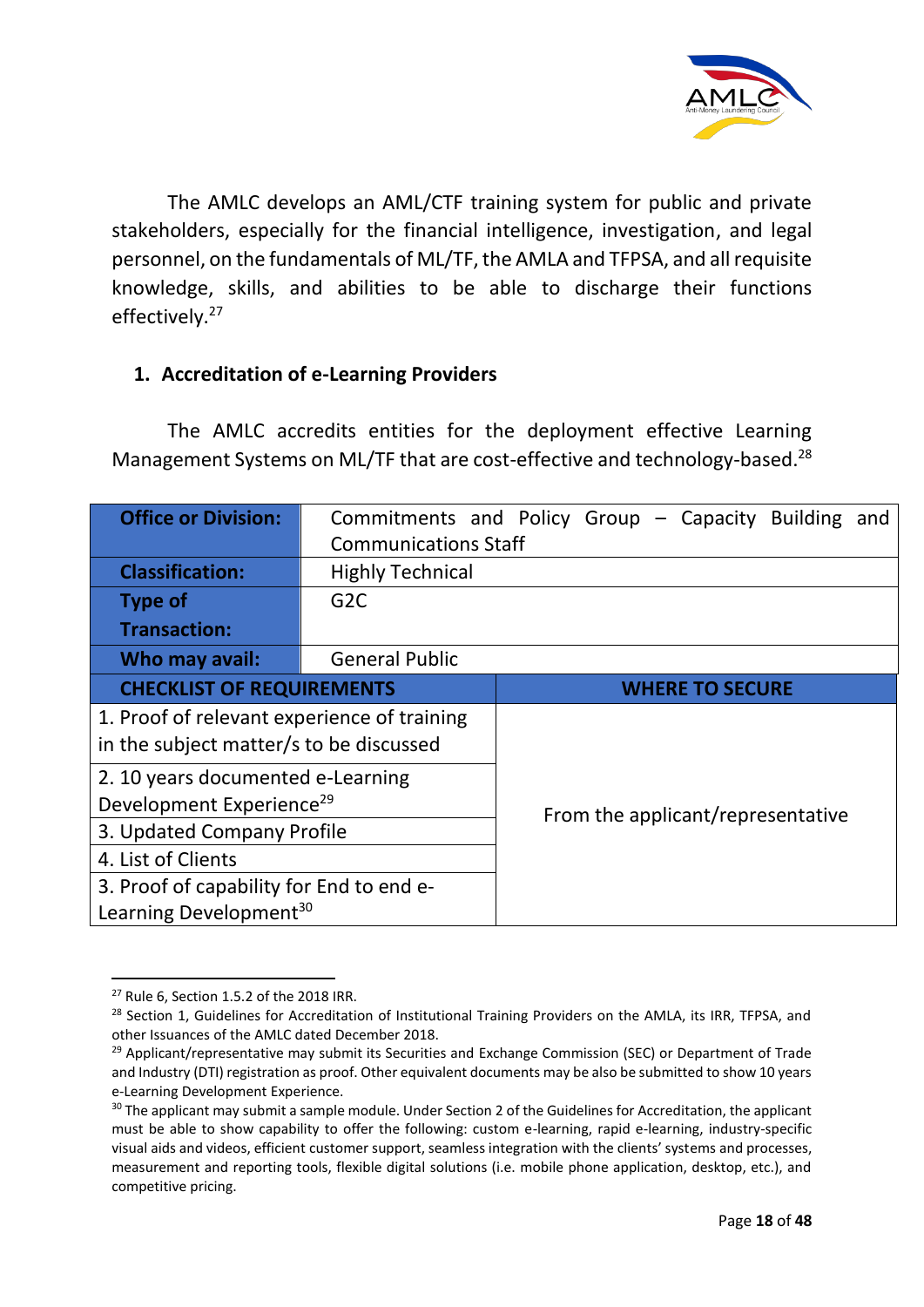The AMLC develops an AML/CTF training system for public and private stakeholders, especially for the financial intelligence, investigation, and legal personnel, on the fundamentals of ML/TF, the AMLA and TFPSA, and all requisite knowledge, skills, and abilities to be able to discharge their functions effectively.[27]

## 1. Accreditation of e-Learning Providers

The AMLC accredits entities for the deployment effective Learning Management Systems on ML/TF that are cost-effective and technology-based.[28]

| **Office or Division:** | Commitments and Policy Group – Capacity Building and Communications Staff |
|---|---|
| **Classification:** | Highly Technical |
| **Type of Transaction:** | G2C |
| **Who may avail:** | General Public |

| **CHECKLIST OF REQUIREMENTS** | **WHERE TO SECURE** |
|---|---|
| 1. Proof of relevant experience of training in the subject matter/s to be discussed | From the applicant/representative |
| 2. 10 years documented e-Learning Development Experience[29] | |
| 3. Updated Company Profile | |
| 4. List of Clients | |
| 3. Proof of capability for End to end e-Learning Development[30] | |

---

[27] Rule 6, Section 1.5.2 of the 2018 IRR.

[28] Section 1, Guidelines for Accreditation of Institutional Training Providers on the AMLA, its IRR, TFPSA, and other Issuances of the AMLC dated December 2018.

[29] Applicant/representative may submit its Securities and Exchange Commission (SEC) or Department of Trade and Industry (DTI) registration as proof. Other equivalent documents may be also be submitted to show 10 years e-Learning Development Experience.

[30] The applicant may submit a sample module. Under Section 2 of the Guidelines for Accreditation, the applicant must be able to show capability to offer the following: custom e-learning, rapid e-learning, industry-specific visual aids and videos, efficient customer support, seamless integration with the clients' systems and processes, measurement and reporting tools, flexible digital solutions (i.e. mobile phone application, desktop, etc.), and competitive pricing.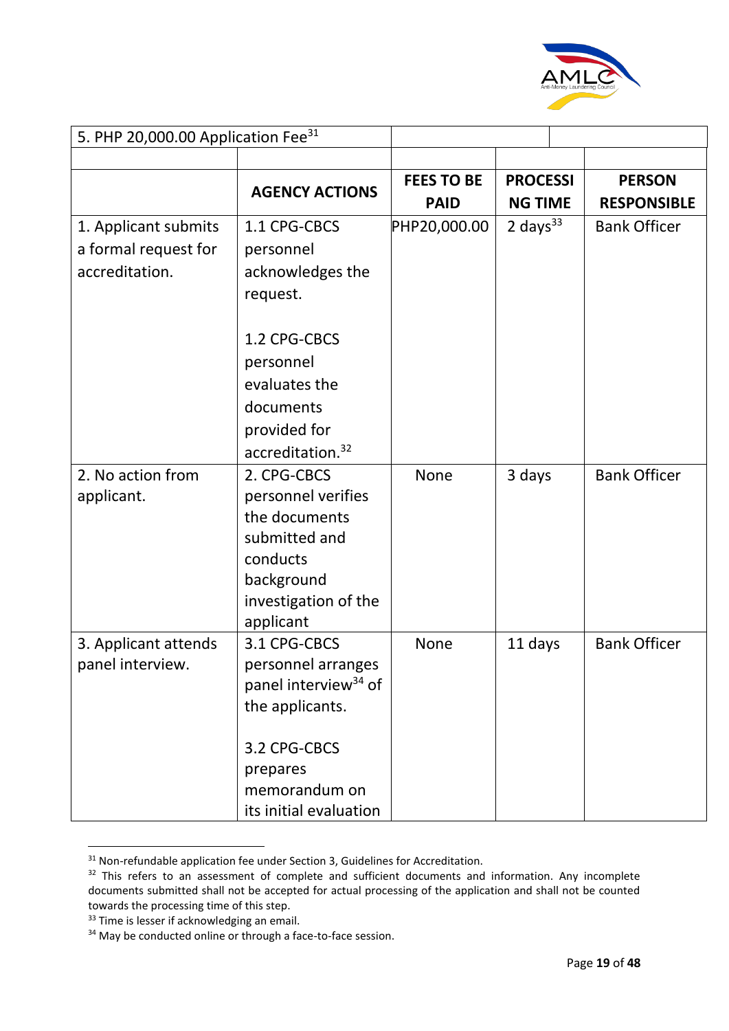| 5. PHP 20,000.00 Application Fee[31] | | | | |
|---|---|---|---|---|
| | | | | |
| | **AGENCY ACTIONS** | **FEES TO BE PAID** | **PROCESSING TIME** | **PERSON RESPONSIBLE** |
| 1. Applicant submits a formal request for accreditation. | 1.1 CPG-CBCS personnel acknowledges the request.<br><br>1.2 CPG-CBCS personnel evaluates the documents provided for accreditation.[32] | PHP20,000.00 | 2 days[33] | Bank Officer |
| 2. No action from applicant. | 2. CPG-CBCS personnel verifies the documents submitted and conducts background investigation of the applicant | None | 3 days | Bank Officer |
| 3. Applicant attends panel interview. | 3.1 CPG-CBCS personnel arranges panel interview[34] of the applicants.<br><br>3.2 CPG-CBCS prepares memorandum on its initial evaluation | None | 11 days | Bank Officer |

[31] Non-refundable application fee under Section 3, Guidelines for Accreditation.

[32] This refers to an assessment of complete and sufficient documents and information. Any incomplete documents submitted shall not be accepted for actual processing of the application and shall not be counted towards the processing time of this step.

[33] Time is lesser if acknowledging an email.

[34] May be conducted online or through a face-to-face session.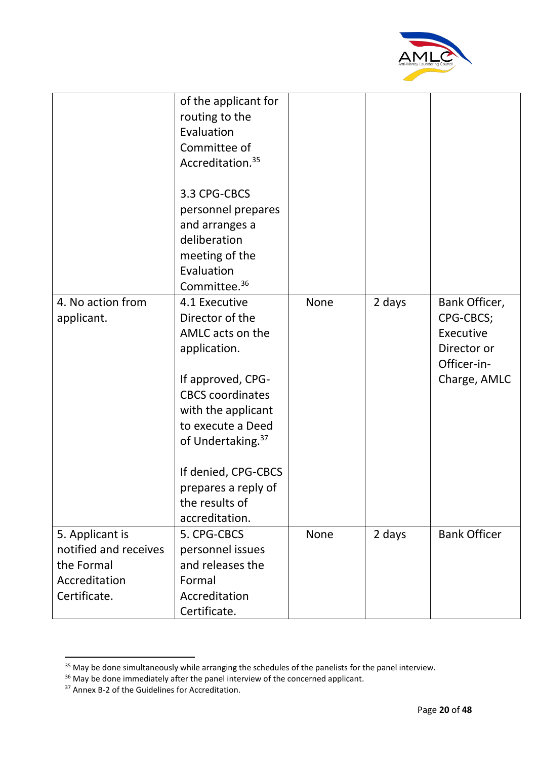|  |  |  |  |  |
|---|---|---|---|---|
|  | of the applicant for routing to the Evaluation Committee of Accreditation.[35]<br><br>3.3 CPG-CBCS personnel prepares and arranges a deliberation meeting of the Evaluation Committee.[36] |  |  |  |
| 4. No action from applicant. | 4.1 Executive Director of the AMLC acts on the application.<br><br>If approved, CPG-CBCS coordinates with the applicant to execute a Deed of Undertaking.[37]<br><br>If denied, CPG-CBCS prepares a reply of the results of accreditation. | None | 2 days | Bank Officer, CPG-CBCS; Executive Director or Officer-in-Charge, AMLC |
| 5. Applicant is notified and receives the Formal Accreditation Certificate. | 5. CPG-CBCS personnel issues and releases the Formal Accreditation Certificate. | None | 2 days | Bank Officer |

[35] May be done simultaneously while arranging the schedules of the panelists for the panel interview.

[36] May be done immediately after the panel interview of the concerned applicant.

[37] Annex B-2 of the Guidelines for Accreditation.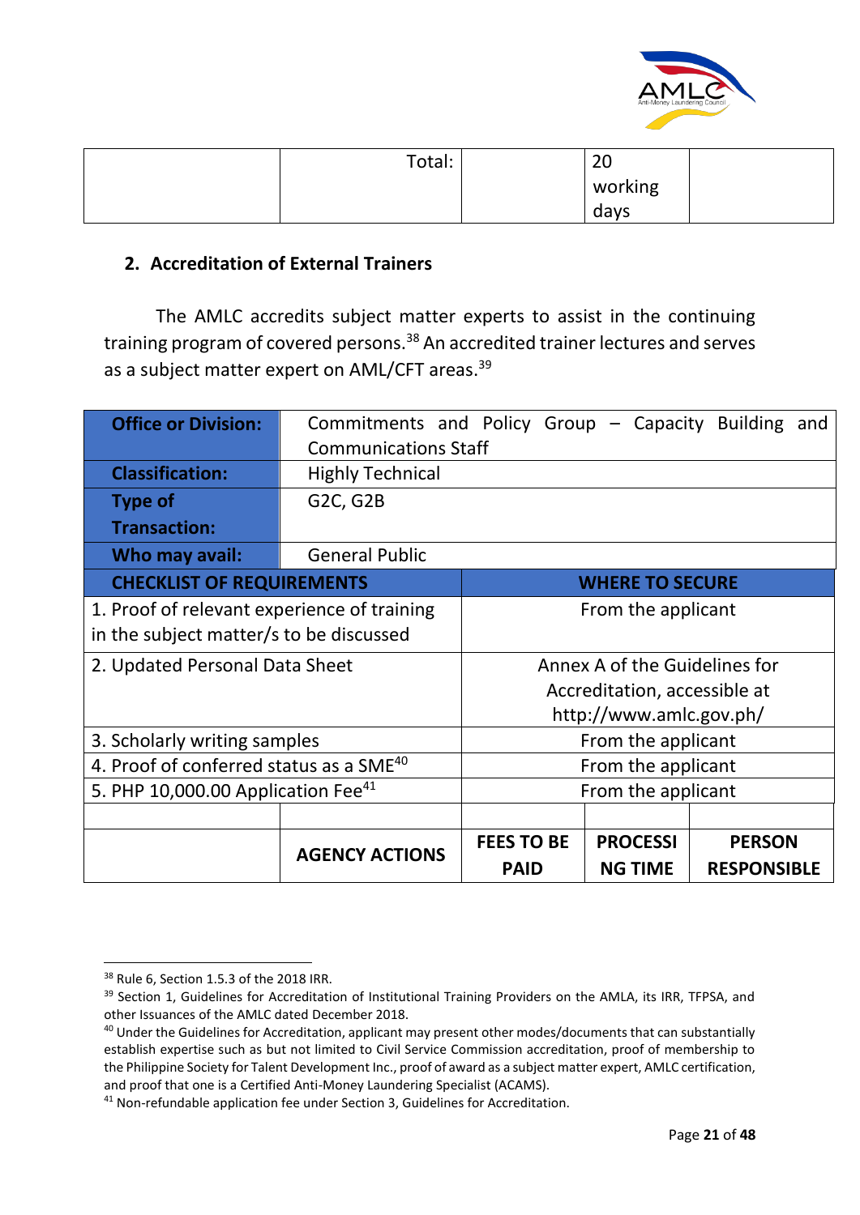| | Total: | | 20 working days | |
|---|---|---|---|---|

## 2. Accreditation of External Trainers

The AMLC accredits subject matter experts to assist in the continuing training program of covered persons.[38] An accredited trainer lectures and serves as a subject matter expert on AML/CFT areas.[39]

| **Office or Division:** | Commitments and Policy Group – Capacity Building and Communications Staff | | | |
|---|---|---|---|---|
| **Classification:** | Highly Technical | | | |
| **Type of Transaction:** | G2C, G2B | | | |
| **Who may avail:** | General Public | | | |
| **CHECKLIST OF REQUIREMENTS** | | **WHERE TO SECURE** | | |
| 1. Proof of relevant experience of training in the subject matter/s to be discussed | | From the applicant | | |
| 2. Updated Personal Data Sheet | | Annex A of the Guidelines for Accreditation, accessible at http://www.amlc.gov.ph/ | | |
| 3. Scholarly writing samples | | From the applicant | | |
| 4. Proof of conferred status as a SME[40] | | From the applicant | | |
| 5. PHP 10,000.00 Application Fee[41] | | From the applicant | | |
| | | | | |
| | **AGENCY ACTIONS** | **FEES TO BE PAID** | **PROCESSING TIME** | **PERSON RESPONSIBLE** |

---

[38] Rule 6, Section 1.5.3 of the 2018 IRR.

[39] Section 1, Guidelines for Accreditation of Institutional Training Providers on the AMLA, its IRR, TFPSA, and other Issuances of the AMLC dated December 2018.

[40] Under the Guidelines for Accreditation, applicant may present other modes/documents that can substantially establish expertise such as but not limited to Civil Service Commission accreditation, proof of membership to the Philippine Society for Talent Development Inc., proof of award as a subject matter expert, AMLC certification, and proof that one is a Certified Anti-Money Laundering Specialist (ACAMS).

[41] Non-refundable application fee under Section 3, Guidelines for Accreditation.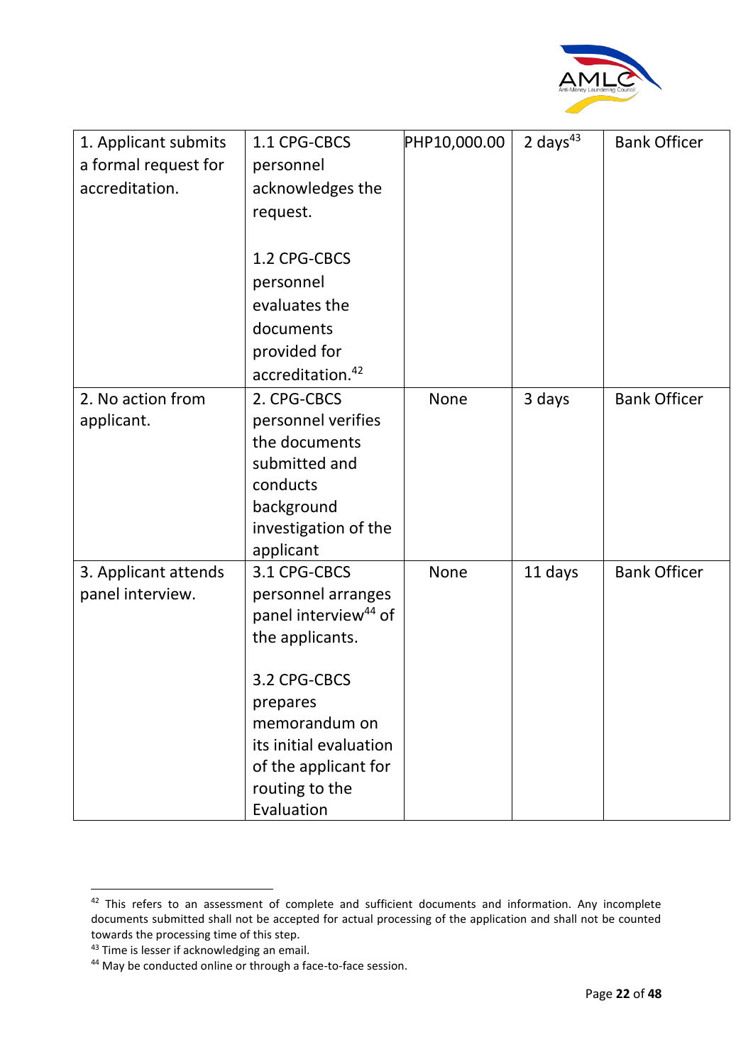| 1. Applicant submits a formal request for accreditation. | 1.1 CPG-CBCS personnel acknowledges the request.<br><br>1.2 CPG-CBCS personnel evaluates the documents provided for accreditation.[42] | PHP10,000.00 | 2 days[43] | Bank Officer |
|---|---|---|---|---|
| 2. No action from applicant. | 2. CPG-CBCS personnel verifies the documents submitted and conducts background investigation of the applicant | None | 3 days | Bank Officer |
| 3. Applicant attends panel interview. | 3.1 CPG-CBCS personnel arranges panel interview[44] of the applicants.<br><br>3.2 CPG-CBCS prepares memorandum on its initial evaluation of the applicant for routing to the Evaluation | None | 11 days | Bank Officer |

[42] This refers to an assessment of complete and sufficient documents and information. Any incomplete documents submitted shall not be accepted for actual processing of the application and shall not be counted towards the processing time of this step.

[43] Time is lesser if acknowledging an email.

[44] May be conducted online or through a face-to-face session.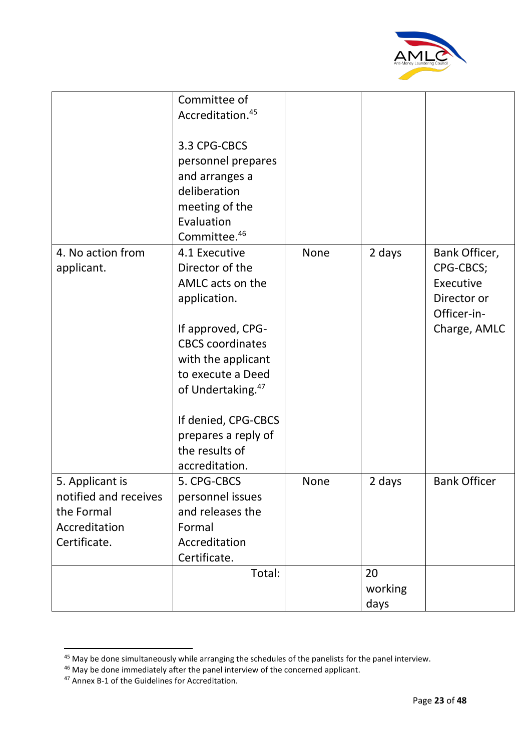| | | | | |
|---|---|---|---|---|
| | Committee of Accreditation.[45]<br><br>3.3 CPG-CBCS personnel prepares and arranges a deliberation meeting of the Evaluation Committee.[46] | | | |
| 4. No action from applicant. | 4.1 Executive Director of the AMLC acts on the application.<br><br>If approved, CPG-CBCS coordinates with the applicant to execute a Deed of Undertaking.[47]<br><br>If denied, CPG-CBCS prepares a reply of the results of accreditation. | None | 2 days | Bank Officer, CPG-CBCS; Executive Director or Officer-in-Charge, AMLC |
| 5. Applicant is notified and receives the Formal Accreditation Certificate. | 5. CPG-CBCS personnel issues and releases the Formal Accreditation Certificate. | None | 2 days | Bank Officer |
| | Total: | | 20 working days | |

[45] May be done simultaneously while arranging the schedules of the panelists for the panel interview.

[46] May be done immediately after the panel interview of the concerned applicant.

[47] Annex B-1 of the Guidelines for Accreditation.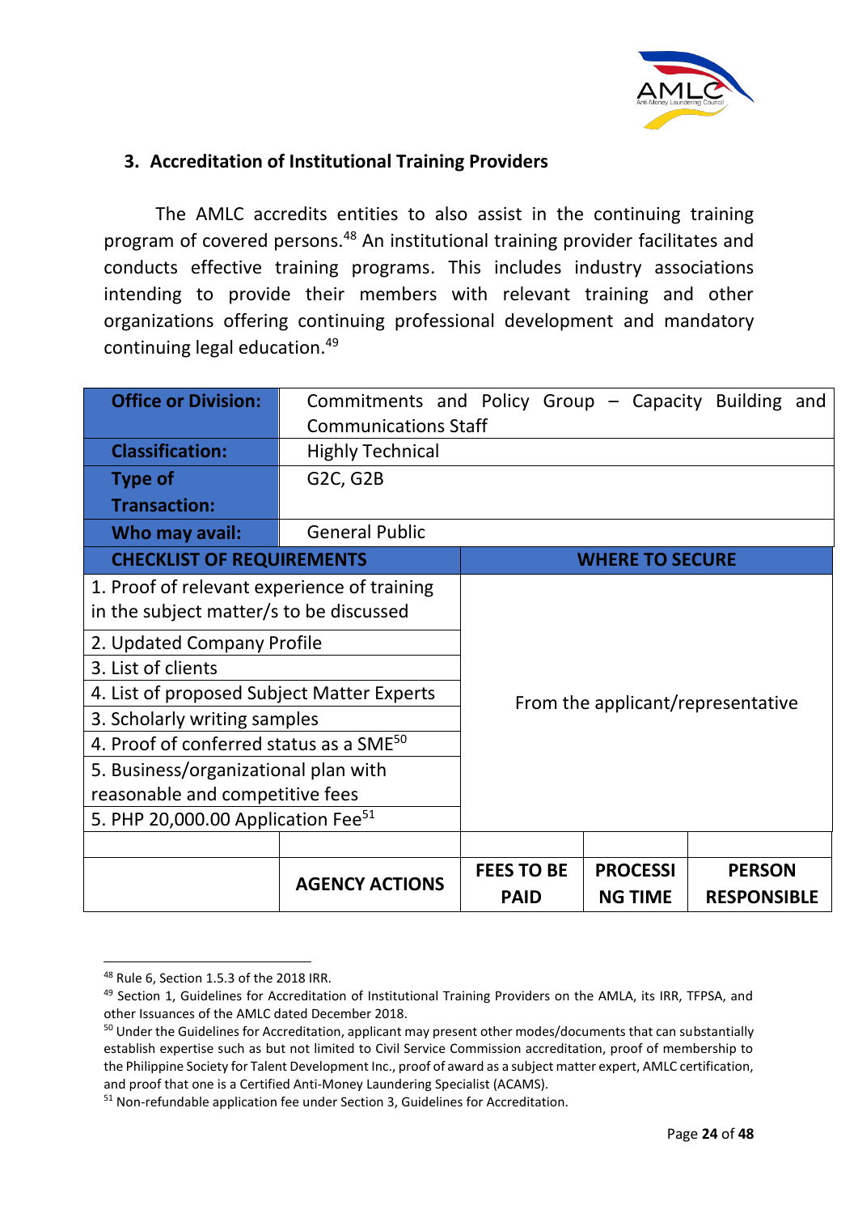### 3. Accreditation of Institutional Training Providers

The AMLC accredits entities to also assist in the continuing training program of covered persons.[48] An institutional training provider facilitates and conducts effective training programs. This includes industry associations intending to provide their members with relevant training and other organizations offering continuing professional development and mandatory continuing legal education.[49]

| **Office or Division:** | Commitments and Policy Group – Capacity Building and Communications Staff | | | |
|---|---|---|---|---|
| **Classification:** | Highly Technical | | | |
| **Type of Transaction:** | G2C, G2B | | | |
| **Who may avail:** | General Public | | | |
| **CHECKLIST OF REQUIREMENTS** | | **WHERE TO SECURE** | | |
| 1. Proof of relevant experience of training in the subject matter/s to be discussed | | From the applicant/representative | | |
| 2. Updated Company Profile | | | | |
| 3. List of clients | | | | |
| 4. List of proposed Subject Matter Experts | | | | |
| 3. Scholarly writing samples | | | | |
| 4. Proof of conferred status as a SME[50] | | | | |
| 5. Business/organizational plan with reasonable and competitive fees | | | | |
| 5. PHP 20,000.00 Application Fee[51] | | | | |
| | | | | |
| | **AGENCY ACTIONS** | **FEES TO BE PAID** | **PROCESSING TIME** | **PERSON RESPONSIBLE** |

---

[48] Rule 6, Section 1.5.3 of the 2018 IRR.

[49] Section 1, Guidelines for Accreditation of Institutional Training Providers on the AMLA, its IRR, TFPSA, and other Issuances of the AMLC dated December 2018.

[50] Under the Guidelines for Accreditation, applicant may present other modes/documents that can substantially establish expertise such as but not limited to Civil Service Commission accreditation, proof of membership to the Philippine Society for Talent Development Inc., proof of award as a subject matter expert, AMLC certification, and proof that one is a Certified Anti-Money Laundering Specialist (ACAMS).

[51] Non-refundable application fee under Section 3, Guidelines for Accreditation.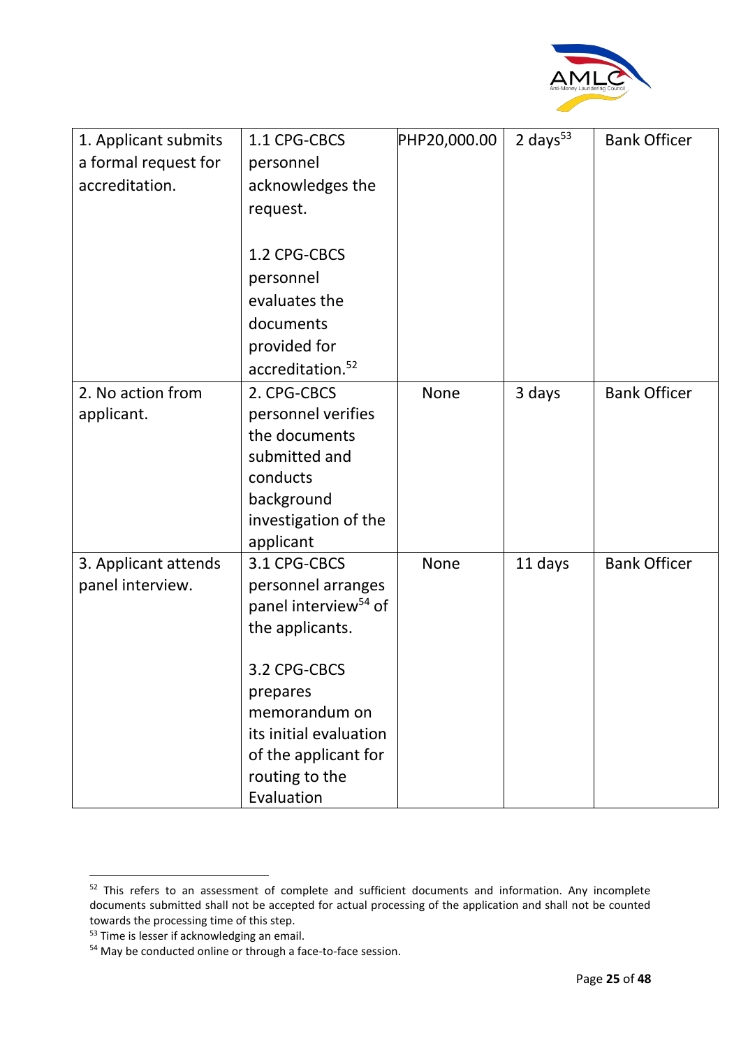| 1. Applicant submits a formal request for accreditation. | 1.1 CPG-CBCS personnel acknowledges the request.<br><br>1.2 CPG-CBCS personnel evaluates the documents provided for accreditation.[52] | PHP20,000.00 | 2 days[53] | Bank Officer |
|---|---|---|---|---|
| 2. No action from applicant. | 2. CPG-CBCS personnel verifies the documents submitted and conducts background investigation of the applicant | None | 3 days | Bank Officer |
| 3. Applicant attends panel interview. | 3.1 CPG-CBCS personnel arranges panel interview[54] of the applicants.<br><br>3.2 CPG-CBCS prepares memorandum on its initial evaluation of the applicant for routing to the Evaluation | None | 11 days | Bank Officer |

[52] This refers to an assessment of complete and sufficient documents and information. Any incomplete documents submitted shall not be accepted for actual processing of the application and shall not be counted towards the processing time of this step.

[53] Time is lesser if acknowledging an email.

[54] May be conducted online or through a face-to-face session.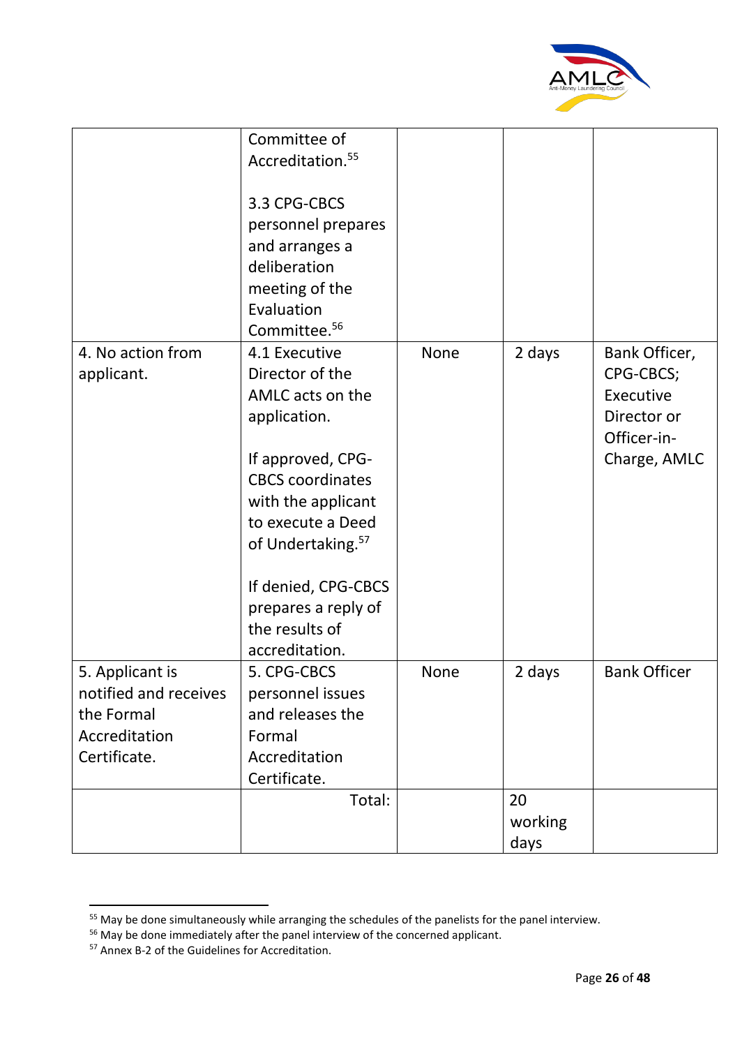| | | | | |
|---|---|---|---|---|
| | Committee of Accreditation.[55]<br><br>3.3 CPG-CBCS personnel prepares and arranges a deliberation meeting of the Evaluation Committee.[56] | | | |
| 4. No action from applicant. | 4.1 Executive Director of the AMLC acts on the application.<br><br>If approved, CPG-CBCS coordinates with the applicant to execute a Deed of Undertaking.[57]<br><br>If denied, CPG-CBCS prepares a reply of the results of accreditation. | None | 2 days | Bank Officer, CPG-CBCS; Executive Director or Officer-in-Charge, AMLC |
| 5. Applicant is notified and receives the Formal Accreditation Certificate. | 5. CPG-CBCS personnel issues and releases the Formal Accreditation Certificate. | None | 2 days | Bank Officer |
| | Total: | | 20 working days | |

[55] May be done simultaneously while arranging the schedules of the panelists for the panel interview.

[56] May be done immediately after the panel interview of the concerned applicant.

[57] Annex B-2 of the Guidelines for Accreditation.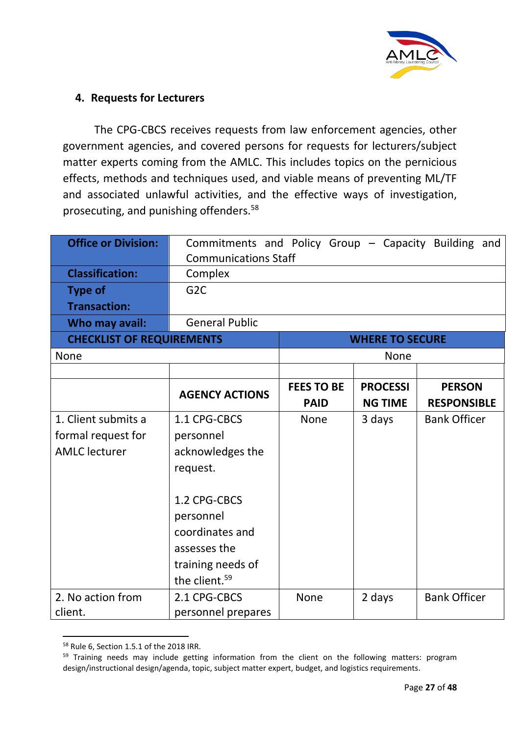#### 4. Requests for Lecturers

The CPG-CBCS receives requests from law enforcement agencies, other government agencies, and covered persons for requests for lecturers/subject matter experts coming from the AMLC. This includes topics on the pernicious effects, methods and techniques used, and viable means of preventing ML/TF and associated unlawful activities, and the effective ways of investigation, prosecuting, and punishing offenders.[58]

| **Office or Division:** | Commitments and Policy Group – Capacity Building and Communications Staff | | | |
|---|---|---|---|---|
| **Classification:** | Complex | | | |
| **Type of Transaction:** | G2C | | | |
| **Who may avail:** | General Public | | | |
| **CHECKLIST OF REQUIREMENTS** | | **WHERE TO SECURE** | | |
| None | | None | | |
| | | | | |
| | **AGENCY ACTIONS** | **FEES TO BE PAID** | **PROCESSING TIME** | **PERSON RESPONSIBLE** |
| 1. Client submits a formal request for AMLC lecturer | 1.1 CPG-CBCS personnel acknowledges the request.<br><br>1.2 CPG-CBCS personnel coordinates and assesses the training needs of the client.[59] | None | 3 days | Bank Officer |
| 2. No action from client. | 2.1 CPG-CBCS personnel prepares | None | 2 days | Bank Officer |

[58] Rule 6, Section 1.5.1 of the 2018 IRR.

[59] Training needs may include getting information from the client on the following matters: program design/instructional design/agenda, topic, subject matter expert, budget, and logistics requirements.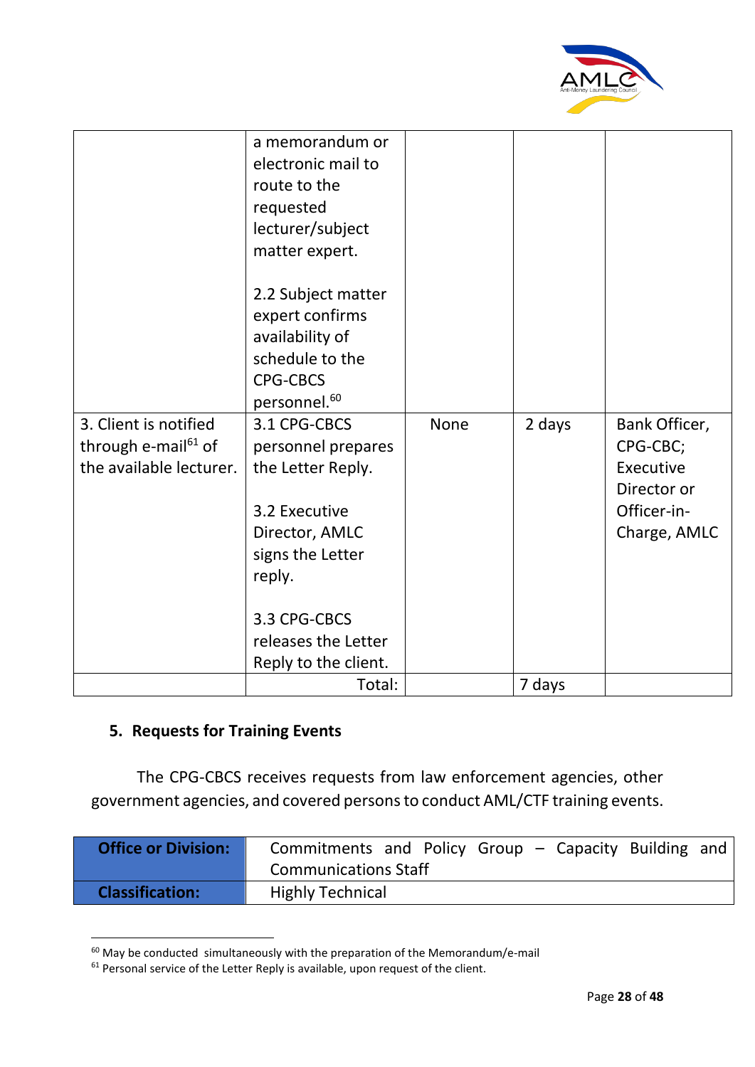| | a memorandum or electronic mail to route to the requested lecturer/subject matter expert.<br><br>2.2 Subject matter expert confirms availability of schedule to the CPG-CBCS personnel.[60] | | | |
|---|---|---|---|---|
| 3. Client is notified through e-mail[61] of the available lecturer. | 3.1 CPG-CBCS personnel prepares the Letter Reply.<br><br>3.2 Executive Director, AMLC signs the Letter reply.<br><br>3.3 CPG-CBCS releases the Letter Reply to the client. | None | 2 days | Bank Officer, CPG-CBC; Executive Director or Officer-in-Charge, AMLC |
| | Total: | | 7 days | |

### 5. Requests for Training Events

The CPG-CBCS receives requests from law enforcement agencies, other government agencies, and covered persons to conduct AML/CTF training events.

| **Office or Division:** | Commitments and Policy Group – Capacity Building and Communications Staff |
|---|---|
| **Classification:** | Highly Technical |

[60] May be conducted simultaneously with the preparation of the Memorandum/e-mail

[61] Personal service of the Letter Reply is available, upon request of the client.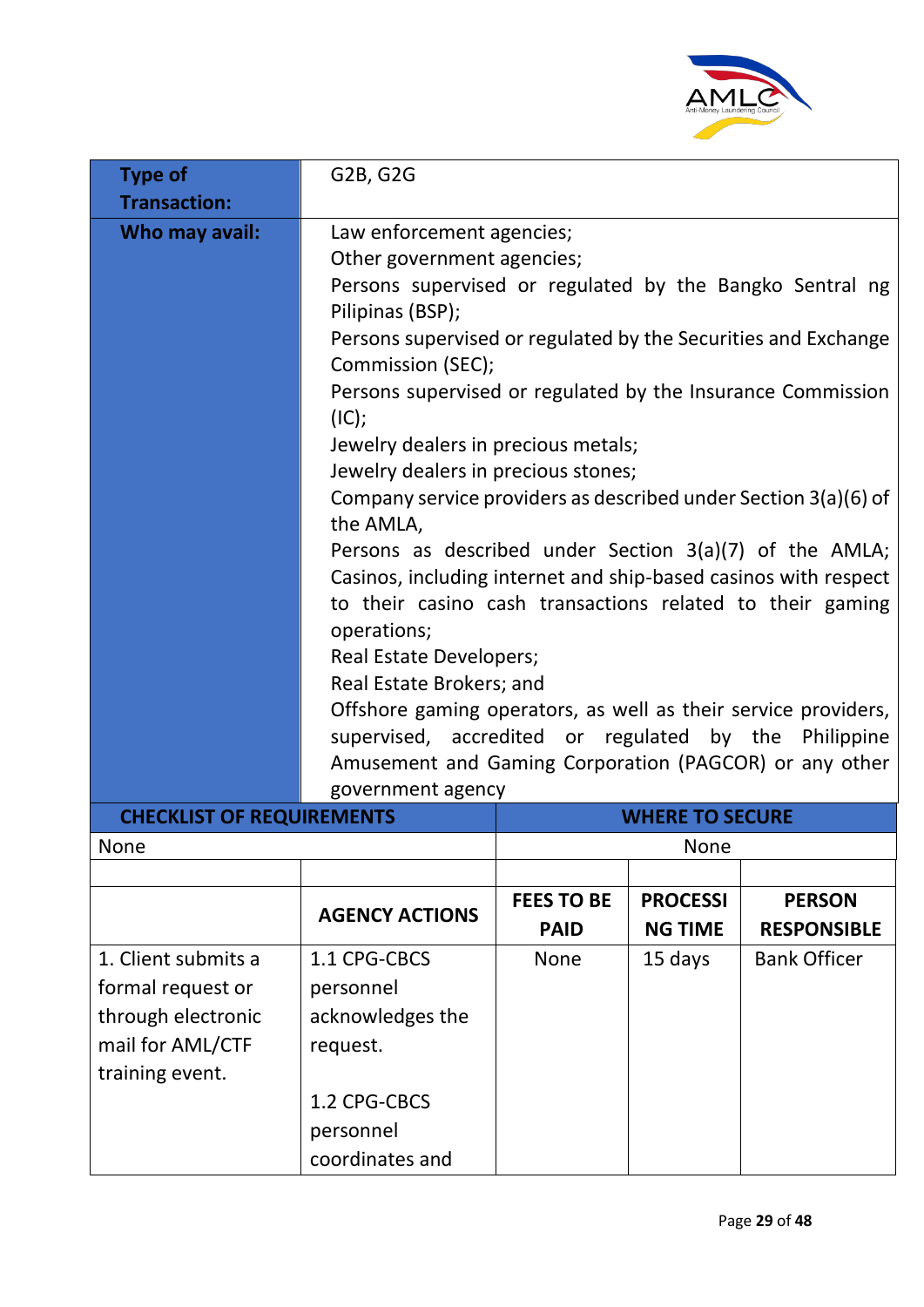| Type of Transaction: | G2B, G2G |
|---|---|
| Who may avail: | Law enforcement agencies;<br>Other government agencies;<br>Persons supervised or regulated by the Bangko Sentral ng Pilipinas (BSP);<br>Persons supervised or regulated by the Securities and Exchange Commission (SEC);<br>Persons supervised or regulated by the Insurance Commission (IC);<br>Jewelry dealers in precious metals;<br>Jewelry dealers in precious stones;<br>Company service providers as described under Section 3(a)(6) of the AMLA,<br>Persons as described under Section 3(a)(7) of the AMLA;<br>Casinos, including internet and ship-based casinos with respect to their casino cash transactions related to their gaming operations;<br>Real Estate Developers;<br>Real Estate Brokers; and<br>Offshore gaming operators, as well as their service providers, supervised, accredited or regulated by the Philippine Amusement and Gaming Corporation (PAGCOR) or any other government agency |

| CHECKLIST OF REQUIREMENTS | WHERE TO SECURE |
|---|---|
| None | None |

| | AGENCY ACTIONS | FEES TO BE PAID | PROCESSING TIME | PERSON RESPONSIBLE |
|---|---|---|---|---|
| 1. Client submits a formal request or through electronic mail for AML/CTF training event. | 1.1 CPG-CBCS personnel acknowledges the request.<br><br>1.2 CPG-CBCS personnel coordinates and | None | 15 days | Bank Officer |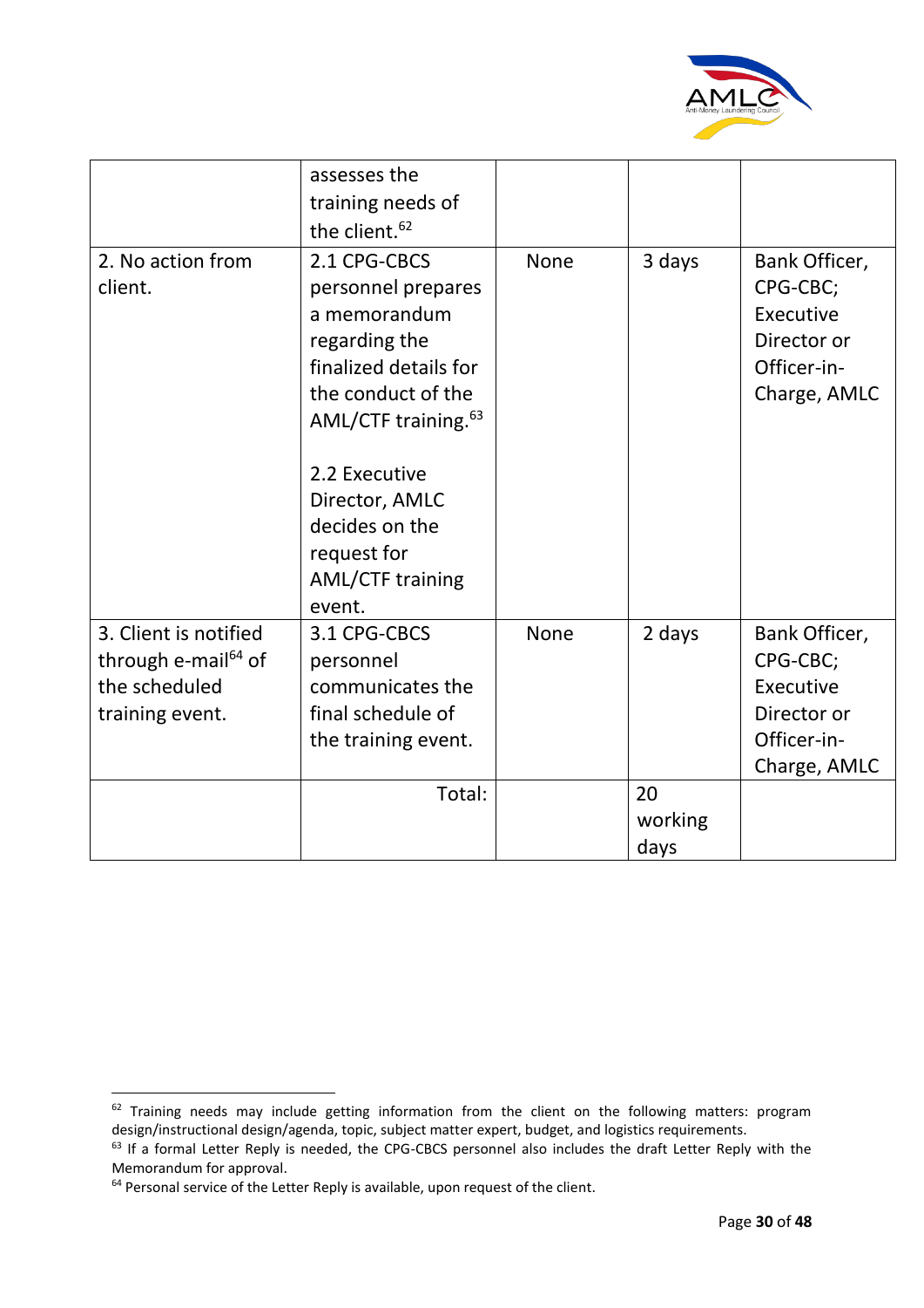| | | | | |
|---|---|---|---|---|
| | assesses the training needs of the client.[62] | | | |
| 2. No action from client. | 2.1 CPG-CBCS personnel prepares a memorandum regarding the finalized details for the conduct of the AML/CTF training.[63]<br><br>2.2 Executive Director, AMLC decides on the request for AML/CTF training event. | None | 3 days | Bank Officer, CPG-CBC; Executive Director or Officer-in-Charge, AMLC |
| 3. Client is notified through e-mail[64] of the scheduled training event. | 3.1 CPG-CBCS personnel communicates the final schedule of the training event. | None | 2 days | Bank Officer, CPG-CBC; Executive Director or Officer-in-Charge, AMLC |
| | Total: | | 20 working days | |

[62] Training needs may include getting information from the client on the following matters: program design/instructional design/agenda, topic, subject matter expert, budget, and logistics requirements.

[63] If a formal Letter Reply is needed, the CPG-CBCS personnel also includes the draft Letter Reply with the Memorandum for approval.

[64] Personal service of the Letter Reply is available, upon request of the client.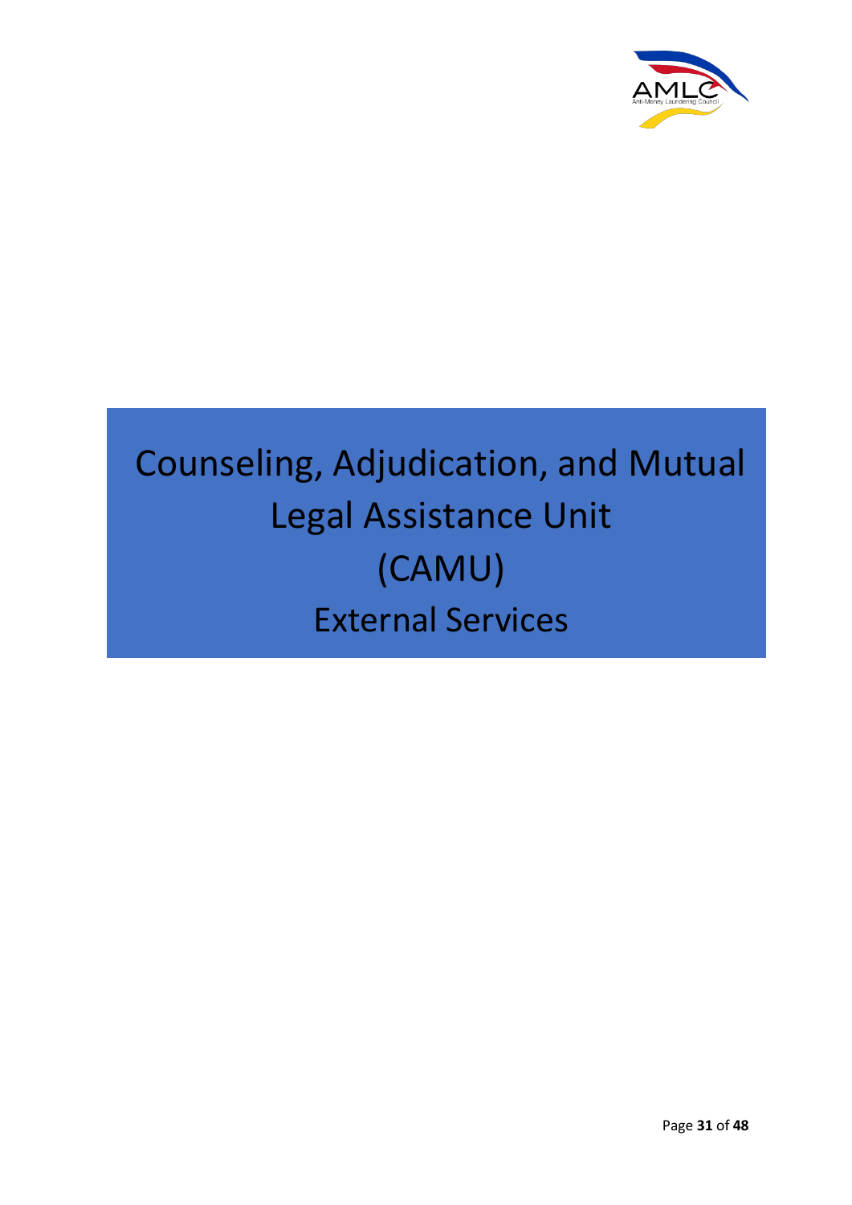# Counseling, Adjudication, and Mutual Legal Assistance Unit (CAMU)

## External Services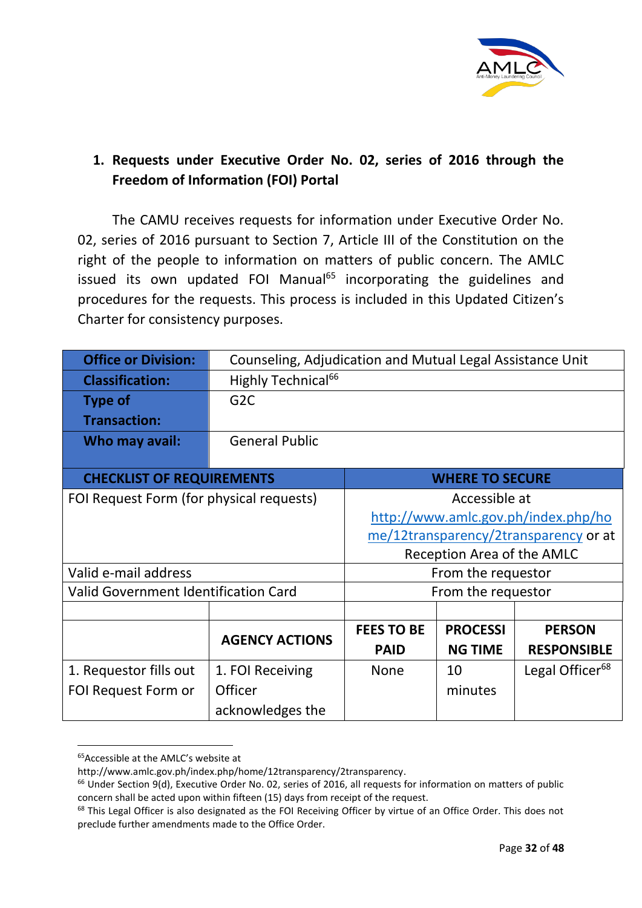1. **Requests under Executive Order No. 02, series of 2016 through the Freedom of Information (FOI) Portal**

The CAMU receives requests for information under Executive Order No. 02, series of 2016 pursuant to Section 7, Article III of the Constitution on the right of the people to information on matters of public concern. The AMLC issued its own updated FOI Manual[65] incorporating the guidelines and procedures for the requests. This process is included in this Updated Citizen's Charter for consistency purposes.

| **Office or Division:** | Counseling, Adjudication and Mutual Legal Assistance Unit | | | |
|---|---|---|---|---|
| **Classification:** | Highly Technical[66] | | | |
| **Type of Transaction:** | G2C | | | |
| **Who may avail:** | General Public | | | |
| **CHECKLIST OF REQUIREMENTS** | | **WHERE TO SECURE** | | |
| FOI Request Form (for physical requests) | | Accessible at http://www.amlc.gov.ph/index.php/home/12transparency/2transparency or at Reception Area of the AMLC | | |
| Valid e-mail address | | From the requestor | | |
| Valid Government Identification Card | | From the requestor | | |
| | | | | |
| | **AGENCY ACTIONS** | **FEES TO BE PAID** | **PROCESSING TIME** | **PERSON RESPONSIBLE** |
| 1. Requestor fills out FOI Request Form or | 1. FOI Receiving Officer acknowledges the | None | 10 minutes | Legal Officer[68] |

[65]Accessible at the AMLC's website at http://www.amlc.gov.ph/index.php/home/12transparency/2transparency.

[66] Under Section 9(d), Executive Order No. 02, series of 2016, all requests for information on matters of public concern shall be acted upon within fifteen (15) days from receipt of the request.

[68] This Legal Officer is also designated as the FOI Receiving Officer by virtue of an Office Order. This does not preclude further amendments made to the Office Order.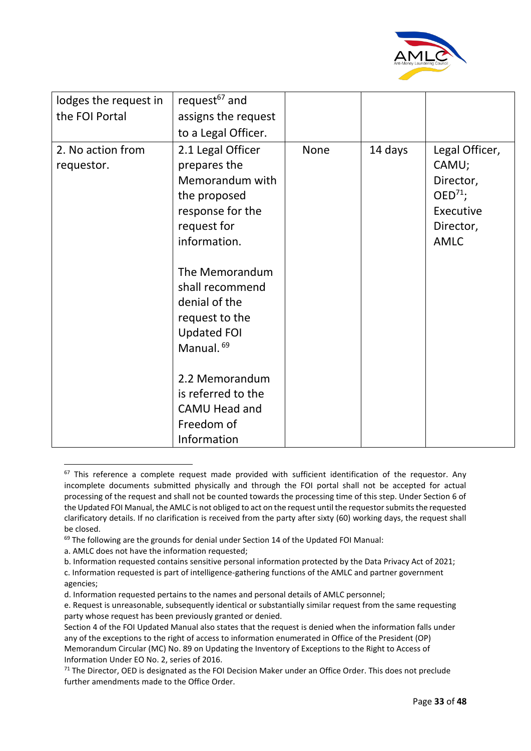| lodges the request in the FOI Portal | request[67] and assigns the request to a Legal Officer. | | | |
|---|---|---|---|---|
| 2. No action from requestor. | 2.1 Legal Officer prepares the Memorandum with the proposed response for the request for information.<br><br>The Memorandum shall recommend denial of the request to the Updated FOI Manual. [69]<br><br>2.2 Memorandum is referred to the CAMU Head and Freedom of Information | None | 14 days | Legal Officer, CAMU;<br>Director, OED[71];<br>Executive Director, AMLC |

[67] This reference a complete request made provided with sufficient identification of the requestor. Any incomplete documents submitted physically and through the FOI portal shall not be accepted for actual processing of the request and shall not be counted towards the processing time of this step. Under Section 6 of the Updated FOI Manual, the AMLC is not obliged to act on the request until the requestor submits the requested clarificatory details. If no clarification is received from the party after sixty (60) working days, the request shall be closed.

[69] The following are the grounds for denial under Section 14 of the Updated FOI Manual:

a. AMLC does not have the information requested;

b. Information requested contains sensitive personal information protected by the Data Privacy Act of 2021;

c. Information requested is part of intelligence-gathering functions of the AMLC and partner government agencies;

d. Information requested pertains to the names and personal details of AMLC personnel;

e. Request is unreasonable, subsequently identical or substantially similar request from the same requesting party whose request has been previously granted or denied.

Section 4 of the FOI Updated Manual also states that the request is denied when the information falls under any of the exceptions to the right of access to information enumerated in Office of the President (OP) Memorandum Circular (MC) No. 89 on Updating the Inventory of Exceptions to the Right to Access of Information Under EO No. 2, series of 2016.

[71] The Director, OED is designated as the FOI Decision Maker under an Office Order. This does not preclude further amendments made to the Office Order.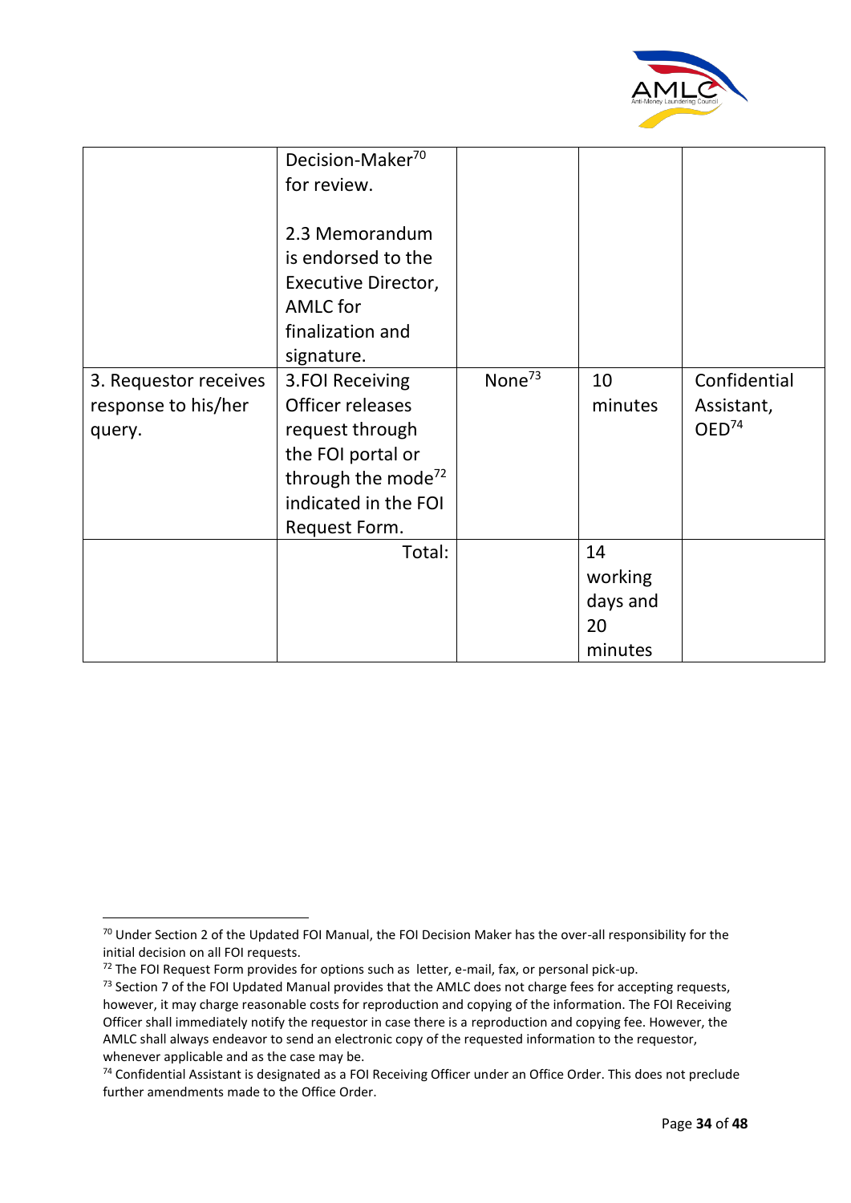| | | | | |
|---|---|---|---|---|
| | Decision-Maker[70] for review.<br><br>2.3 Memorandum is endorsed to the Executive Director, AMLC for finalization and signature. | | | |
| 3. Requestor receives response to his/her query. | 3.FOI Receiving Officer releases request through the FOI portal or through the mode[72] indicated in the FOI Request Form. | None[73] | 10 minutes | Confidential Assistant, OED[74] |
| | Total: | | 14 working days and 20 minutes | |

[70] Under Section 2 of the Updated FOI Manual, the FOI Decision Maker has the over-all responsibility for the initial decision on all FOI requests.

[72] The FOI Request Form provides for options such as letter, e-mail, fax, or personal pick-up.

[73] Section 7 of the FOI Updated Manual provides that the AMLC does not charge fees for accepting requests, however, it may charge reasonable costs for reproduction and copying of the information. The FOI Receiving Officer shall immediately notify the requestor in case there is a reproduction and copying fee. However, the AMLC shall always endeavor to send an electronic copy of the requested information to the requestor, whenever applicable and as the case may be.

[74] Confidential Assistant is designated as a FOI Receiving Officer under an Office Order. This does not preclude further amendments made to the Office Order.